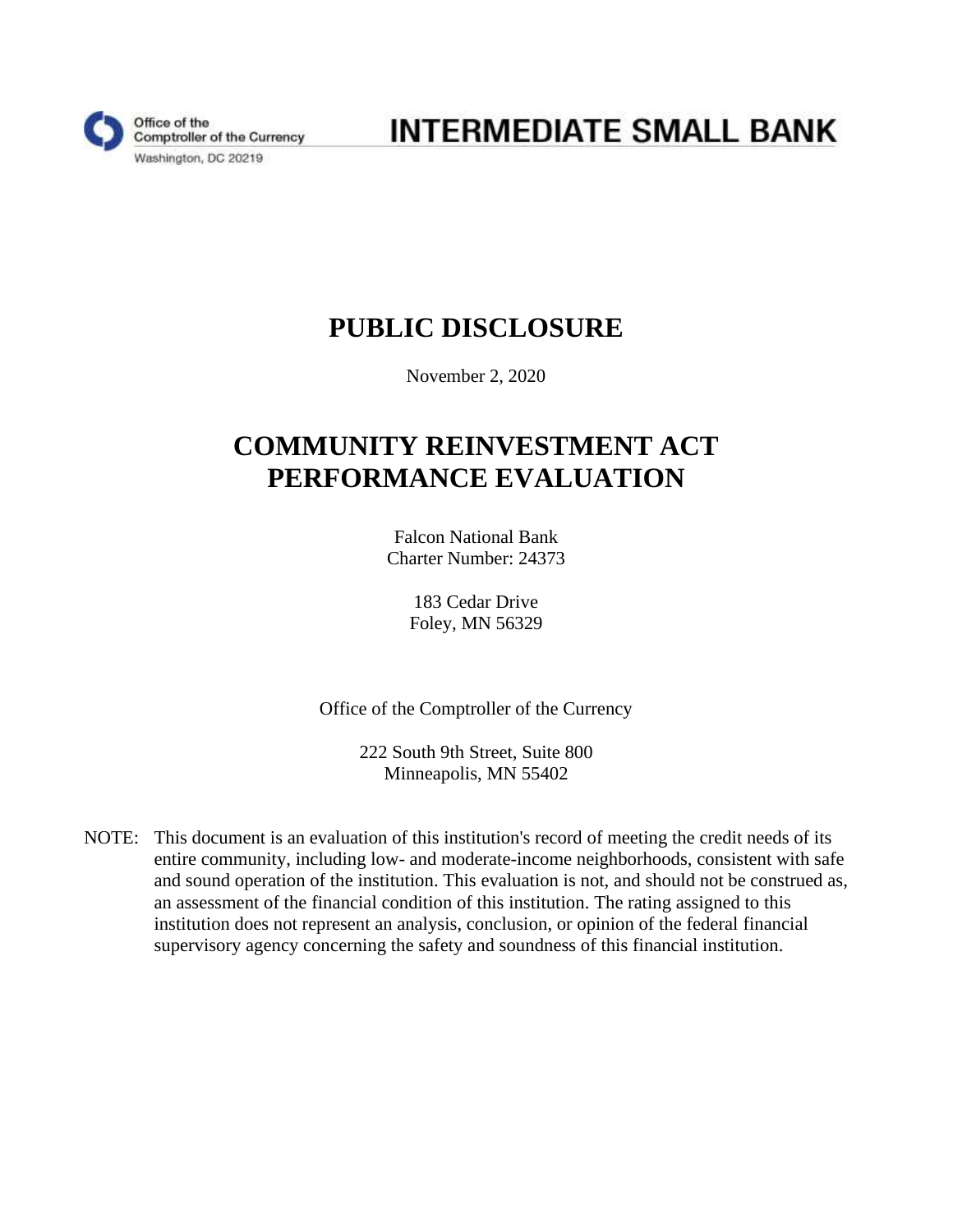Office of the Comptroller of the Currency
Washington, DC 20219

# INTERMEDIATE SMALL BANK

# PUBLIC DISCLOSURE

November 2, 2020

# COMMUNITY REINVESTMENT ACT PERFORMANCE EVALUATION

Falcon National Bank
Charter Number: 24373

183 Cedar Drive
Foley, MN 56329

Office of the Comptroller of the Currency

222 South 9th Street, Suite 800
Minneapolis, MN 55402

NOTE: This document is an evaluation of this institution's record of meeting the credit needs of its entire community, including low- and moderate-income neighborhoods, consistent with safe and sound operation of the institution. This evaluation is not, and should not be construed as, an assessment of the financial condition of this institution. The rating assigned to this institution does not represent an analysis, conclusion, or opinion of the federal financial supervisory agency concerning the safety and soundness of this financial institution.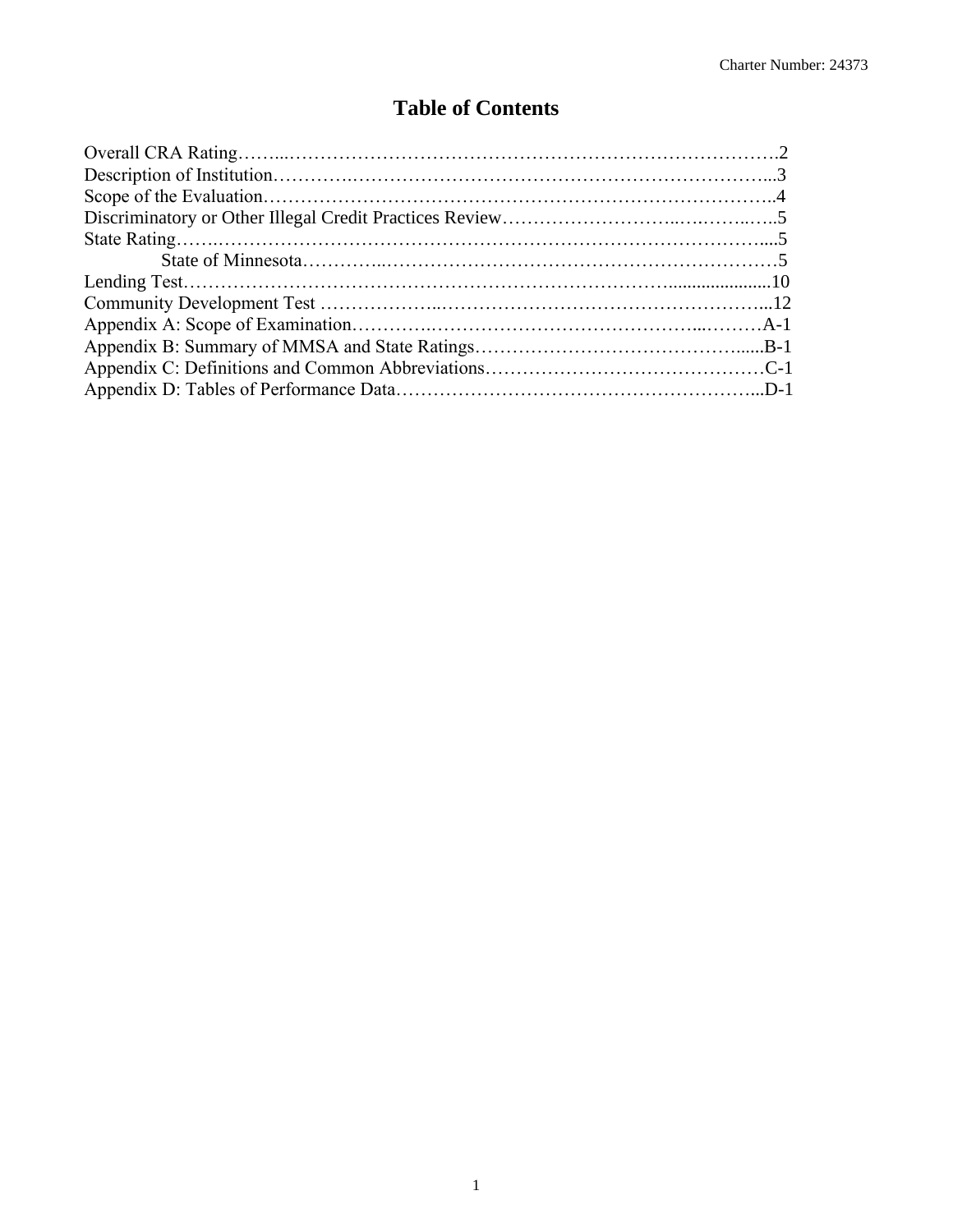# Table of Contents

Overall CRA Rating……..……………………………………………………………………….2
Description of Institution………….……………………………………………………………...3
Scope of the Evaluation…………………………………………………………………………..4
Discriminatory or Other Illegal Credit Practices Review………………………..….……..…..5
State Rating…….……………………………………………………………………………....5
  State of Minnesota…………..…………….………………………………………………5
Lending Test……………………………………………………………………......................10
Community Development Test ………………..………………………………………………...12
Appendix A: Scope of Examination………….……………………….………………..………A-1
Appendix B: Summary of MMSA and State Ratings……………………………………….....B-1
Appendix C: Definitions and Common Abbreviations………………………………………C-1
Appendix D: Tables of Performance Data………………………………………………….…...D-1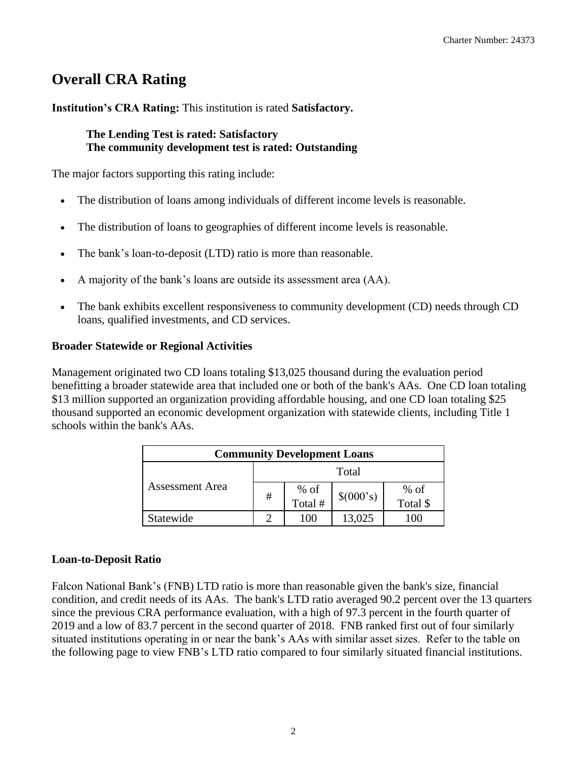# Overall CRA Rating

**Institution's CRA Rating:** This institution is rated **Satisfactory.**

**The Lending Test is rated: Satisfactory**
**The community development test is rated: Outstanding**

The major factors supporting this rating include:

- The distribution of loans among individuals of different income levels is reasonable.
- The distribution of loans to geographies of different income levels is reasonable.
- The bank's loan-to-deposit (LTD) ratio is more than reasonable.
- A majority of the bank's loans are outside its assessment area (AA).
- The bank exhibits excellent responsiveness to community development (CD) needs through CD loans, qualified investments, and CD services.

### Broader Statewide or Regional Activities

Management originated two CD loans totaling $13,025 thousand during the evaluation period benefitting a broader statewide area that included one or both of the bank's AAs. One CD loan totaling $13 million supported an organization providing affordable housing, and one CD loan totaling $25 thousand supported an economic development organization with statewide clients, including Title 1 schools within the bank's AAs.

| Community Development Loans | | | | |
|---|---|---|---|---|
| Assessment Area | Total | | | |
| | # | % of Total # | $(000's) | % of Total $ |
| Statewide | 2 | 100 | 13,025 | 100 |

### Loan-to-Deposit Ratio

Falcon National Bank's (FNB) LTD ratio is more than reasonable given the bank's size, financial condition, and credit needs of its AAs. The bank's LTD ratio averaged 90.2 percent over the 13 quarters since the previous CRA performance evaluation, with a high of 97.3 percent in the fourth quarter of 2019 and a low of 83.7 percent in the second quarter of 2018. FNB ranked first out of four similarly situated institutions operating in or near the bank's AAs with similar asset sizes. Refer to the table on the following page to view FNB's LTD ratio compared to four similarly situated financial institutions.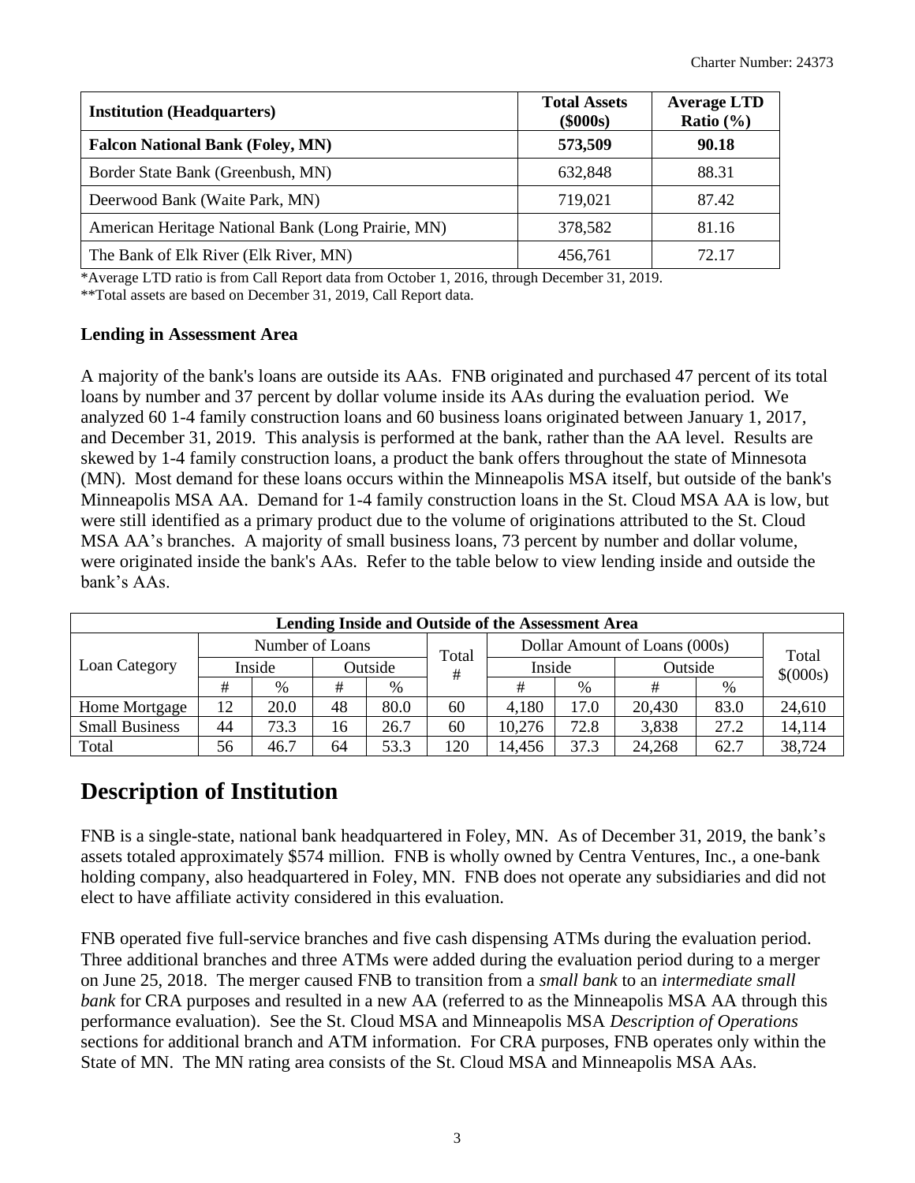| Institution (Headquarters) | Total Assets ($000s) | Average LTD Ratio (%) |
|---|---|---|
| **Falcon National Bank (Foley, MN)** | **573,509** | **90.18** |
| Border State Bank (Greenbush, MN) | 632,848 | 88.31 |
| Deerwood Bank (Waite Park, MN) | 719,021 | 87.42 |
| American Heritage National Bank (Long Prairie, MN) | 378,582 | 81.16 |
| The Bank of Elk River (Elk River, MN) | 456,761 | 72.17 |

*Average LTD ratio is from Call Report data from October 1, 2016, through December 31, 2019.

**Total assets are based on December 31, 2019, Call Report data.

### Lending in Assessment Area

A majority of the bank's loans are outside its AAs. FNB originated and purchased 47 percent of its total loans by number and 37 percent by dollar volume inside its AAs during the evaluation period. We analyzed 60 1-4 family construction loans and 60 business loans originated between January 1, 2017, and December 31, 2019. This analysis is performed at the bank, rather than the AA level. Results are skewed by 1-4 family construction loans, a product the bank offers throughout the state of Minnesota (MN). Most demand for these loans occurs within the Minneapolis MSA itself, but outside of the bank's Minneapolis MSA AA. Demand for 1-4 family construction loans in the St. Cloud MSA AA is low, but were still identified as a primary product due to the volume of originations attributed to the St. Cloud MSA AA's branches. A majority of small business loans, 73 percent by number and dollar volume, were originated inside the bank's AAs. Refer to the table below to view lending inside and outside the bank's AAs.

| Lending Inside and Outside of the Assessment Area | | | | | | | | | | |
|---|---|---|---|---|---|---|---|---|---|---|
| Loan Category | Number of Loans | | | | Total # | Dollar Amount of Loans (000s) | | | | Total $(000s) |
| | Inside | | Outside | | | Inside | | Outside | | |
| | # | % | # | % | | # | % | # | % | |
| Home Mortgage | 12 | 20.0 | 48 | 80.0 | 60 | 4,180 | 17.0 | 20,430 | 83.0 | 24,610 |
| Small Business | 44 | 73.3 | 16 | 26.7 | 60 | 10,276 | 72.8 | 3,838 | 27.2 | 14,114 |
| Total | 56 | 46.7 | 64 | 53.3 | 120 | 14,456 | 37.3 | 24,268 | 62.7 | 38,724 |

# Description of Institution

FNB is a single-state, national bank headquartered in Foley, MN. As of December 31, 2019, the bank's assets totaled approximately $574 million. FNB is wholly owned by Centra Ventures, Inc., a one-bank holding company, also headquartered in Foley, MN. FNB does not operate any subsidiaries and did not elect to have affiliate activity considered in this evaluation.

FNB operated five full-service branches and five cash dispensing ATMs during the evaluation period. Three additional branches and three ATMs were added during the evaluation period during to a merger on June 25, 2018. The merger caused FNB to transition from a *small bank* to an *intermediate small bank* for CRA purposes and resulted in a new AA (referred to as the Minneapolis MSA AA through this performance evaluation). See the St. Cloud MSA and Minneapolis MSA *Description of Operations* sections for additional branch and ATM information. For CRA purposes, FNB operates only within the State of MN. The MN rating area consists of the St. Cloud MSA and Minneapolis MSA AAs.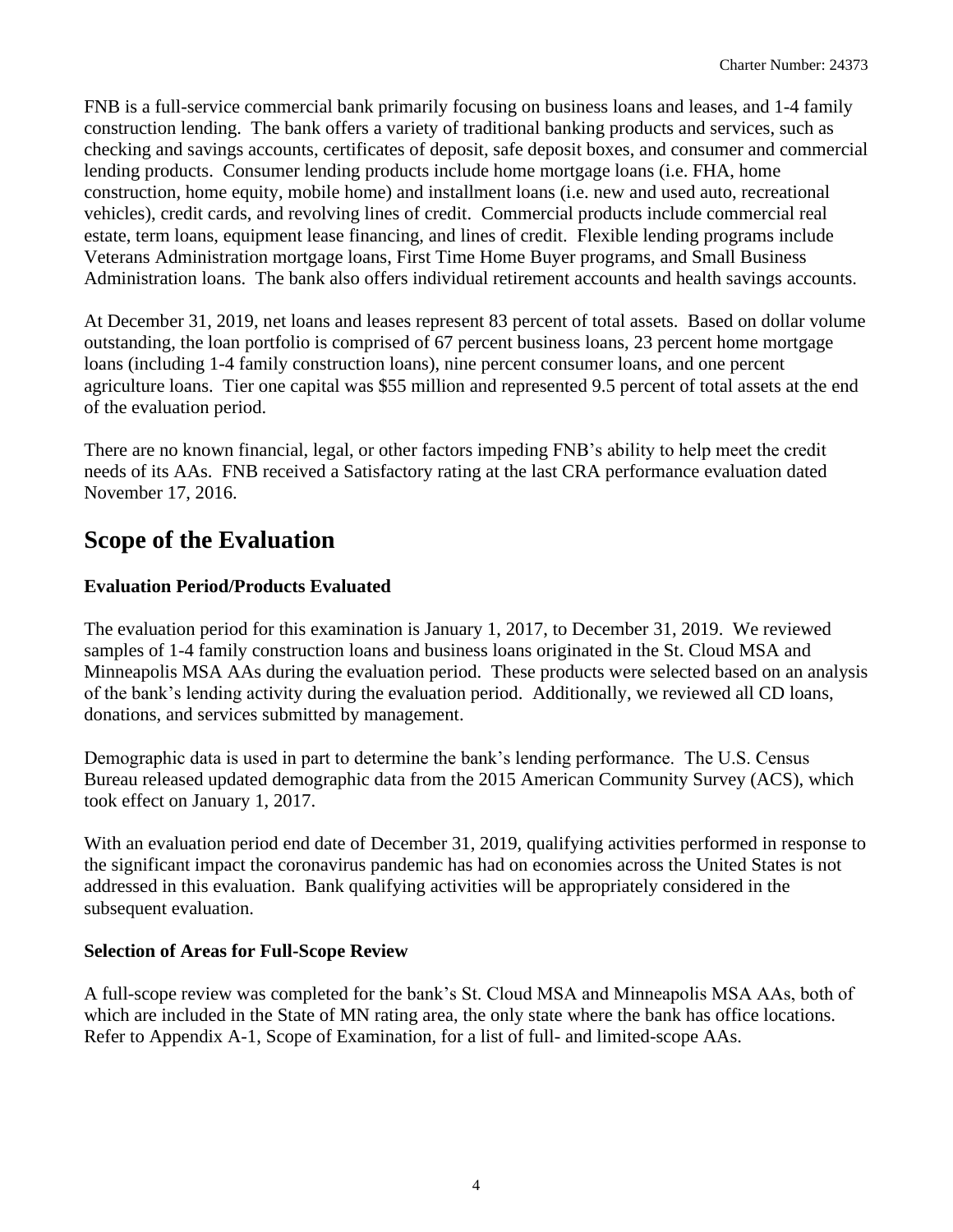FNB is a full-service commercial bank primarily focusing on business loans and leases, and 1-4 family construction lending. The bank offers a variety of traditional banking products and services, such as checking and savings accounts, certificates of deposit, safe deposit boxes, and consumer and commercial lending products. Consumer lending products include home mortgage loans (i.e. FHA, home construction, home equity, mobile home) and installment loans (i.e. new and used auto, recreational vehicles), credit cards, and revolving lines of credit. Commercial products include commercial real estate, term loans, equipment lease financing, and lines of credit. Flexible lending programs include Veterans Administration mortgage loans, First Time Home Buyer programs, and Small Business Administration loans. The bank also offers individual retirement accounts and health savings accounts.

At December 31, 2019, net loans and leases represent 83 percent of total assets. Based on dollar volume outstanding, the loan portfolio is comprised of 67 percent business loans, 23 percent home mortgage loans (including 1-4 family construction loans), nine percent consumer loans, and one percent agriculture loans. Tier one capital was $55 million and represented 9.5 percent of total assets at the end of the evaluation period.

There are no known financial, legal, or other factors impeding FNB's ability to help meet the credit needs of its AAs. FNB received a Satisfactory rating at the last CRA performance evaluation dated November 17, 2016.

# Scope of the Evaluation

### Evaluation Period/Products Evaluated

The evaluation period for this examination is January 1, 2017, to December 31, 2019. We reviewed samples of 1-4 family construction loans and business loans originated in the St. Cloud MSA and Minneapolis MSA AAs during the evaluation period. These products were selected based on an analysis of the bank's lending activity during the evaluation period. Additionally, we reviewed all CD loans, donations, and services submitted by management.

Demographic data is used in part to determine the bank's lending performance. The U.S. Census Bureau released updated demographic data from the 2015 American Community Survey (ACS), which took effect on January 1, 2017.

With an evaluation period end date of December 31, 2019, qualifying activities performed in response to the significant impact the coronavirus pandemic has had on economies across the United States is not addressed in this evaluation. Bank qualifying activities will be appropriately considered in the subsequent evaluation.

### Selection of Areas for Full-Scope Review

A full-scope review was completed for the bank's St. Cloud MSA and Minneapolis MSA AAs, both of which are included in the State of MN rating area, the only state where the bank has office locations. Refer to Appendix A-1, Scope of Examination, for a list of full- and limited-scope AAs.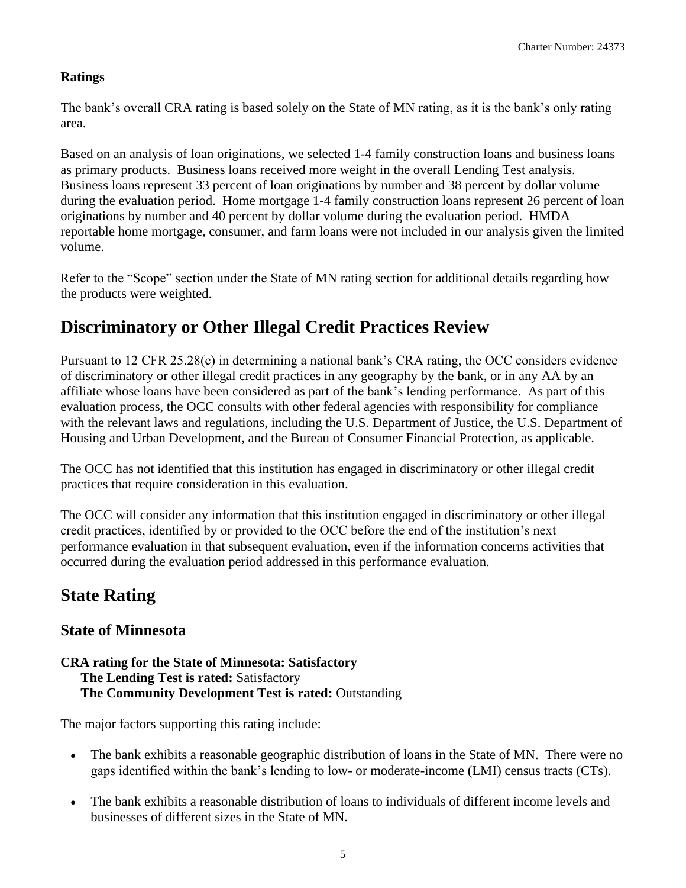**Ratings**

The bank's overall CRA rating is based solely on the State of MN rating, as it is the bank's only rating area.

Based on an analysis of loan originations, we selected 1-4 family construction loans and business loans as primary products. Business loans received more weight in the overall Lending Test analysis. Business loans represent 33 percent of loan originations by number and 38 percent by dollar volume during the evaluation period. Home mortgage 1-4 family construction loans represent 26 percent of loan originations by number and 40 percent by dollar volume during the evaluation period. HMDA reportable home mortgage, consumer, and farm loans were not included in our analysis given the limited volume.

Refer to the "Scope" section under the State of MN rating section for additional details regarding how the products were weighted.

# Discriminatory or Other Illegal Credit Practices Review

Pursuant to 12 CFR 25.28(c) in determining a national bank's CRA rating, the OCC considers evidence of discriminatory or other illegal credit practices in any geography by the bank, or in any AA by an affiliate whose loans have been considered as part of the bank's lending performance. As part of this evaluation process, the OCC consults with other federal agencies with responsibility for compliance with the relevant laws and regulations, including the U.S. Department of Justice, the U.S. Department of Housing and Urban Development, and the Bureau of Consumer Financial Protection, as applicable.

The OCC has not identified that this institution has engaged in discriminatory or other illegal credit practices that require consideration in this evaluation.

The OCC will consider any information that this institution engaged in discriminatory or other illegal credit practices, identified by or provided to the OCC before the end of the institution's next performance evaluation in that subsequent evaluation, even if the information concerns activities that occurred during the evaluation period addressed in this performance evaluation.

# State Rating

## State of Minnesota

**CRA rating for the State of Minnesota: Satisfactory**
**The Lending Test is rated:** Satisfactory
**The Community Development Test is rated:** Outstanding

The major factors supporting this rating include:

- The bank exhibits a reasonable geographic distribution of loans in the State of MN. There were no gaps identified within the bank's lending to low- or moderate-income (LMI) census tracts (CTs).
- The bank exhibits a reasonable distribution of loans to individuals of different income levels and businesses of different sizes in the State of MN.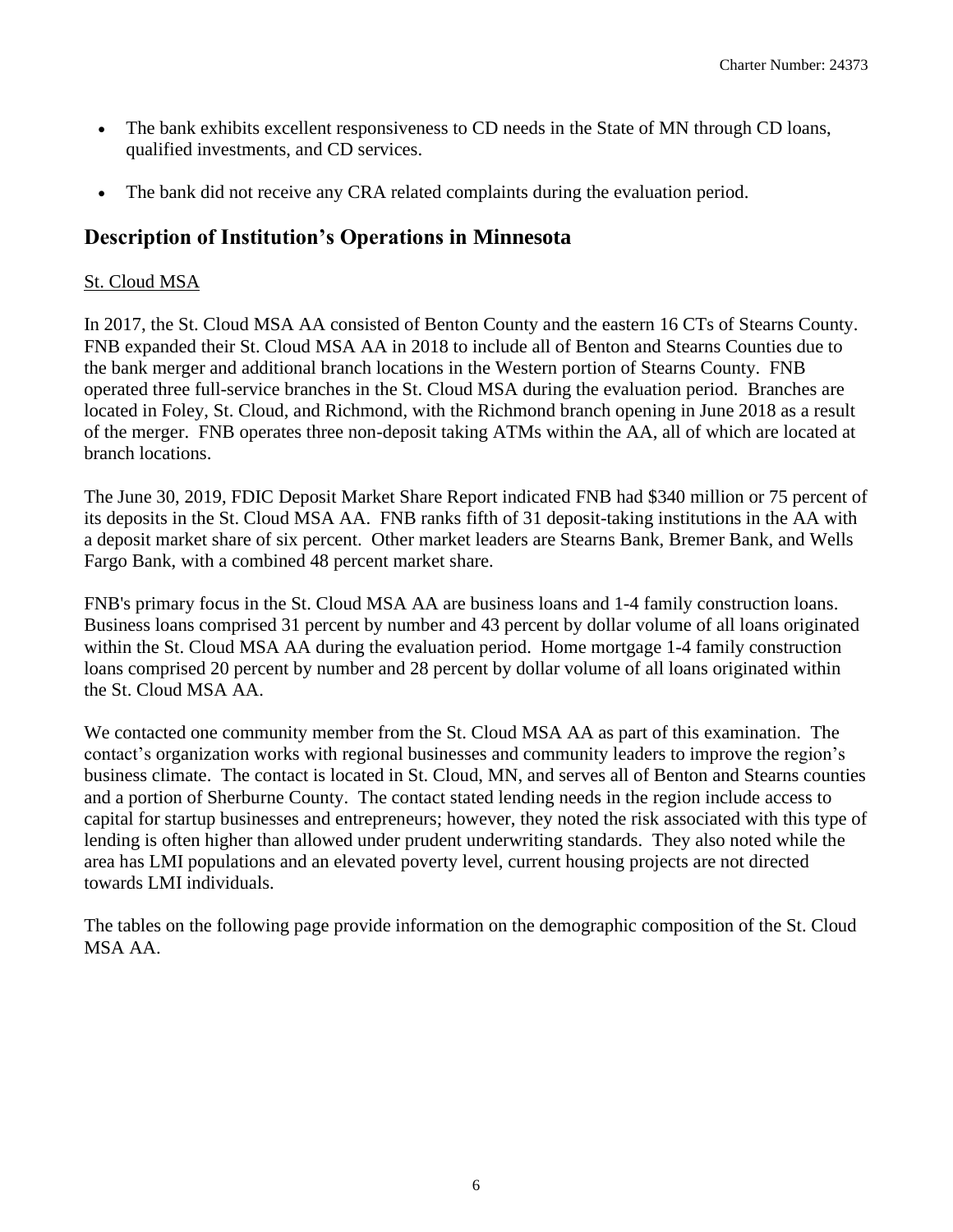- The bank exhibits excellent responsiveness to CD needs in the State of MN through CD loans, qualified investments, and CD services.
- The bank did not receive any CRA related complaints during the evaluation period.

## Description of Institution's Operations in Minnesota

St. Cloud MSA

In 2017, the St. Cloud MSA AA consisted of Benton County and the eastern 16 CTs of Stearns County. FNB expanded their St. Cloud MSA AA in 2018 to include all of Benton and Stearns Counties due to the bank merger and additional branch locations in the Western portion of Stearns County. FNB operated three full-service branches in the St. Cloud MSA during the evaluation period. Branches are located in Foley, St. Cloud, and Richmond, with the Richmond branch opening in June 2018 as a result of the merger. FNB operates three non-deposit taking ATMs within the AA, all of which are located at branch locations.

The June 30, 2019, FDIC Deposit Market Share Report indicated FNB had $340 million or 75 percent of its deposits in the St. Cloud MSA AA. FNB ranks fifth of 31 deposit-taking institutions in the AA with a deposit market share of six percent. Other market leaders are Stearns Bank, Bremer Bank, and Wells Fargo Bank, with a combined 48 percent market share.

FNB's primary focus in the St. Cloud MSA AA are business loans and 1-4 family construction loans. Business loans comprised 31 percent by number and 43 percent by dollar volume of all loans originated within the St. Cloud MSA AA during the evaluation period. Home mortgage 1-4 family construction loans comprised 20 percent by number and 28 percent by dollar volume of all loans originated within the St. Cloud MSA AA.

We contacted one community member from the St. Cloud MSA AA as part of this examination. The contact's organization works with regional businesses and community leaders to improve the region's business climate. The contact is located in St. Cloud, MN, and serves all of Benton and Stearns counties and a portion of Sherburne County. The contact stated lending needs in the region include access to capital for startup businesses and entrepreneurs; however, they noted the risk associated with this type of lending is often higher than allowed under prudent underwriting standards. They also noted while the area has LMI populations and an elevated poverty level, current housing projects are not directed towards LMI individuals.

The tables on the following page provide information on the demographic composition of the St. Cloud MSA AA.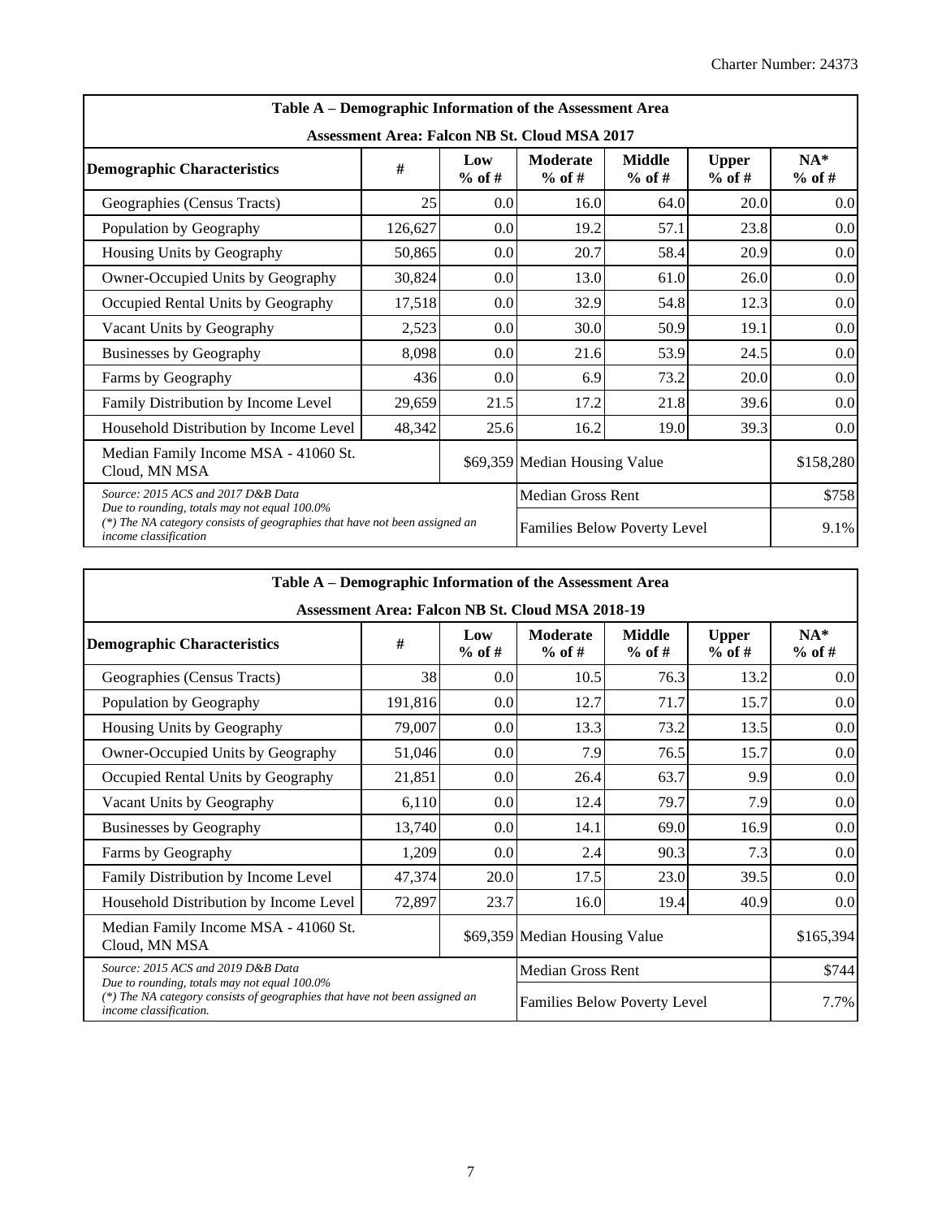| Table A – Demographic Information of the Assessment Area | | | | | | |
|---|---|---|---|---|---|---|
| **Assessment Area: Falcon NB St. Cloud MSA 2017** | | | | | | |
| **Demographic Characteristics** | **#** | **Low % of #** | **Moderate % of #** | **Middle % of #** | **Upper % of #** | **NA* % of #** |
| Geographies (Census Tracts) | 25 | 0.0 | 16.0 | 64.0 | 20.0 | 0.0 |
| Population by Geography | 126,627 | 0.0 | 19.2 | 57.1 | 23.8 | 0.0 |
| Housing Units by Geography | 50,865 | 0.0 | 20.7 | 58.4 | 20.9 | 0.0 |
| Owner-Occupied Units by Geography | 30,824 | 0.0 | 13.0 | 61.0 | 26.0 | 0.0 |
| Occupied Rental Units by Geography | 17,518 | 0.0 | 32.9 | 54.8 | 12.3 | 0.0 |
| Vacant Units by Geography | 2,523 | 0.0 | 30.0 | 50.9 | 19.1 | 0.0 |
| Businesses by Geography | 8,098 | 0.0 | 21.6 | 53.9 | 24.5 | 0.0 |
| Farms by Geography | 436 | 0.0 | 6.9 | 73.2 | 20.0 | 0.0 |
| Family Distribution by Income Level | 29,659 | 21.5 | 17.2 | 21.8 | 39.6 | 0.0 |
| Household Distribution by Income Level | 48,342 | 25.6 | 16.2 | 19.0 | 39.3 | 0.0 |
| Median Family Income MSA - 41060 St. Cloud, MN MSA | | $69,359 | Median Housing Value | | | $158,280 |
| *Source: 2015 ACS and 2017 D&B Data* *Due to rounding, totals may not equal 100.0%* *(*) The NA category consists of geographies that have not been assigned an income classification* | | | Median Gross Rent | | | $758 |
| | | | Families Below Poverty Level | | | 9.1% |

| Table A – Demographic Information of the Assessment Area | | | | | | |
|---|---|---|---|---|---|---|
| **Assessment Area: Falcon NB St. Cloud MSA 2018-19** | | | | | | |
| **Demographic Characteristics** | **#** | **Low % of #** | **Moderate % of #** | **Middle % of #** | **Upper % of #** | **NA* % of #** |
| Geographies (Census Tracts) | 38 | 0.0 | 10.5 | 76.3 | 13.2 | 0.0 |
| Population by Geography | 191,816 | 0.0 | 12.7 | 71.7 | 15.7 | 0.0 |
| Housing Units by Geography | 79,007 | 0.0 | 13.3 | 73.2 | 13.5 | 0.0 |
| Owner-Occupied Units by Geography | 51,046 | 0.0 | 7.9 | 76.5 | 15.7 | 0.0 |
| Occupied Rental Units by Geography | 21,851 | 0.0 | 26.4 | 63.7 | 9.9 | 0.0 |
| Vacant Units by Geography | 6,110 | 0.0 | 12.4 | 79.7 | 7.9 | 0.0 |
| Businesses by Geography | 13,740 | 0.0 | 14.1 | 69.0 | 16.9 | 0.0 |
| Farms by Geography | 1,209 | 0.0 | 2.4 | 90.3 | 7.3 | 0.0 |
| Family Distribution by Income Level | 47,374 | 20.0 | 17.5 | 23.0 | 39.5 | 0.0 |
| Household Distribution by Income Level | 72,897 | 23.7 | 16.0 | 19.4 | 40.9 | 0.0 |
| Median Family Income MSA - 41060 St. Cloud, MN MSA | | $69,359 | Median Housing Value | | | $165,394 |
| *Source: 2015 ACS and 2019 D&B Data* *Due to rounding, totals may not equal 100.0%* *(*) The NA category consists of geographies that have not been assigned an income classification.* | | | Median Gross Rent | | | $744 |
| | | | Families Below Poverty Level | | | 7.7% |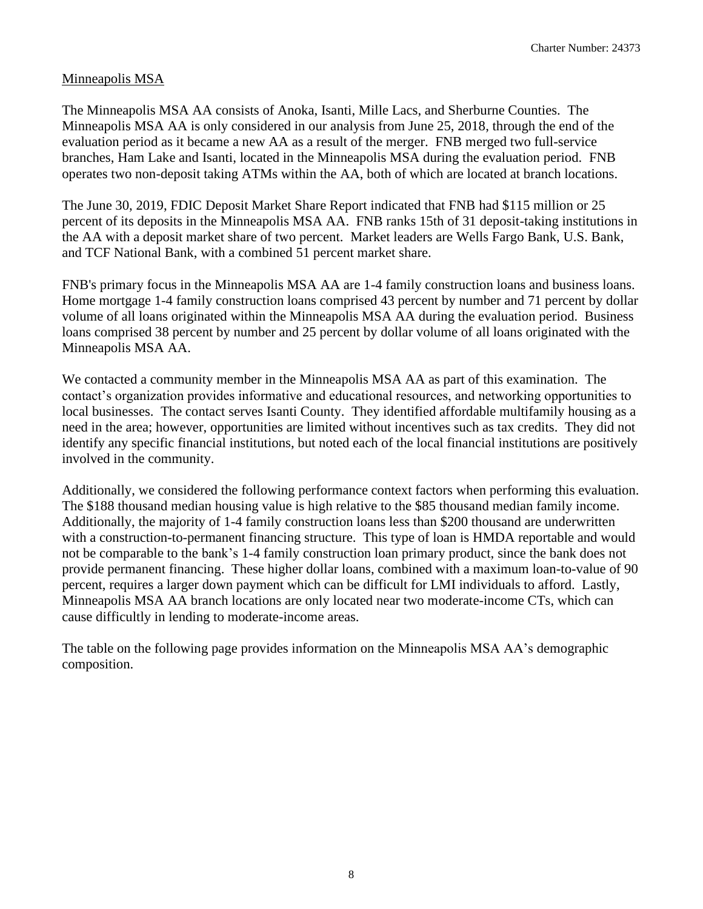Minneapolis MSA

The Minneapolis MSA AA consists of Anoka, Isanti, Mille Lacs, and Sherburne Counties. The Minneapolis MSA AA is only considered in our analysis from June 25, 2018, through the end of the evaluation period as it became a new AA as a result of the merger. FNB merged two full-service branches, Ham Lake and Isanti, located in the Minneapolis MSA during the evaluation period. FNB operates two non-deposit taking ATMs within the AA, both of which are located at branch locations.

The June 30, 2019, FDIC Deposit Market Share Report indicated that FNB had $115 million or 25 percent of its deposits in the Minneapolis MSA AA. FNB ranks 15th of 31 deposit-taking institutions in the AA with a deposit market share of two percent. Market leaders are Wells Fargo Bank, U.S. Bank, and TCF National Bank, with a combined 51 percent market share.

FNB's primary focus in the Minneapolis MSA AA are 1-4 family construction loans and business loans. Home mortgage 1-4 family construction loans comprised 43 percent by number and 71 percent by dollar volume of all loans originated within the Minneapolis MSA AA during the evaluation period. Business loans comprised 38 percent by number and 25 percent by dollar volume of all loans originated with the Minneapolis MSA AA.

We contacted a community member in the Minneapolis MSA AA as part of this examination. The contact's organization provides informative and educational resources, and networking opportunities to local businesses. The contact serves Isanti County. They identified affordable multifamily housing as a need in the area; however, opportunities are limited without incentives such as tax credits. They did not identify any specific financial institutions, but noted each of the local financial institutions are positively involved in the community.

Additionally, we considered the following performance context factors when performing this evaluation. The $188 thousand median housing value is high relative to the $85 thousand median family income. Additionally, the majority of 1-4 family construction loans less than $200 thousand are underwritten with a construction-to-permanent financing structure. This type of loan is HMDA reportable and would not be comparable to the bank's 1-4 family construction loan primary product, since the bank does not provide permanent financing. These higher dollar loans, combined with a maximum loan-to-value of 90 percent, requires a larger down payment which can be difficult for LMI individuals to afford. Lastly, Minneapolis MSA AA branch locations are only located near two moderate-income CTs, which can cause difficultly in lending to moderate-income areas.

The table on the following page provides information on the Minneapolis MSA AA's demographic composition.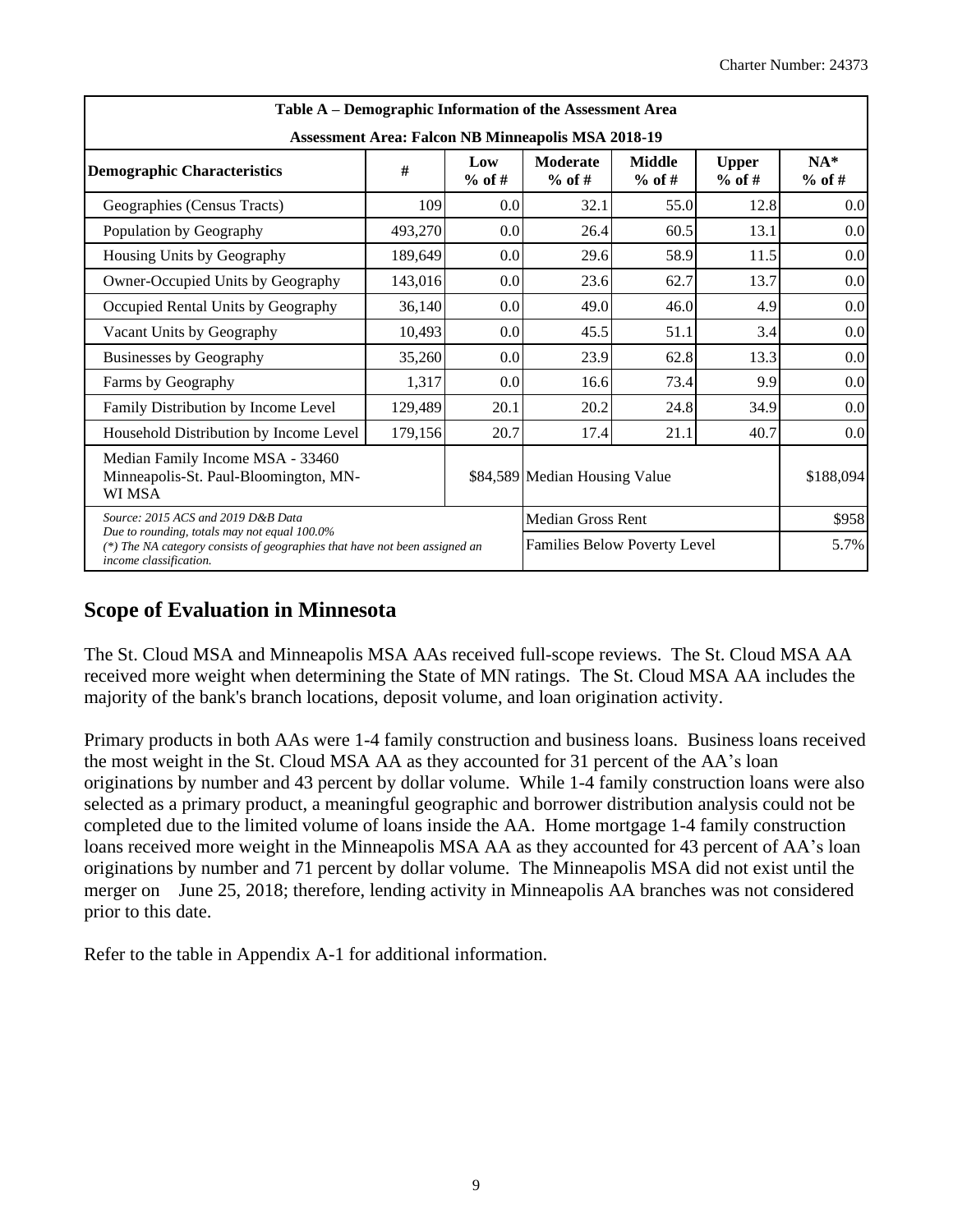| Table A – Demographic Information of the Assessment Area | | | | | | |
|---|---|---|---|---|---|---|
| **Assessment Area: Falcon NB Minneapolis MSA 2018-19** | | | | | | |
| **Demographic Characteristics** | **#** | **Low % of #** | **Moderate % of #** | **Middle % of #** | **Upper % of #** | **NA* % of #** |
| Geographies (Census Tracts) | 109 | 0.0 | 32.1 | 55.0 | 12.8 | 0.0 |
| Population by Geography | 493,270 | 0.0 | 26.4 | 60.5 | 13.1 | 0.0 |
| Housing Units by Geography | 189,649 | 0.0 | 29.6 | 58.9 | 11.5 | 0.0 |
| Owner-Occupied Units by Geography | 143,016 | 0.0 | 23.6 | 62.7 | 13.7 | 0.0 |
| Occupied Rental Units by Geography | 36,140 | 0.0 | 49.0 | 46.0 | 4.9 | 0.0 |
| Vacant Units by Geography | 10,493 | 0.0 | 45.5 | 51.1 | 3.4 | 0.0 |
| Businesses by Geography | 35,260 | 0.0 | 23.9 | 62.8 | 13.3 | 0.0 |
| Farms by Geography | 1,317 | 0.0 | 16.6 | 73.4 | 9.9 | 0.0 |
| Family Distribution by Income Level | 129,489 | 20.1 | 20.2 | 24.8 | 34.9 | 0.0 |
| Household Distribution by Income Level | 179,156 | 20.7 | 17.4 | 21.1 | 40.7 | 0.0 |
| Median Family Income MSA - 33460 Minneapolis-St. Paul-Bloomington, MN-WI MSA | | $84,589 | Median Housing Value | | | $188,094 |
| *Source: 2015 ACS and 2019 D&B Data* *Due to rounding, totals may not equal 100.0%* *(*) The NA category consists of geographies that have not been assigned an income classification.* | | | Median Gross Rent | | | $958 |
| | | | Families Below Poverty Level | | | 5.7% |

## Scope of Evaluation in Minnesota

The St. Cloud MSA and Minneapolis MSA AAs received full-scope reviews. The St. Cloud MSA AA received more weight when determining the State of MN ratings. The St. Cloud MSA AA includes the majority of the bank's branch locations, deposit volume, and loan origination activity.

Primary products in both AAs were 1-4 family construction and business loans. Business loans received the most weight in the St. Cloud MSA AA as they accounted for 31 percent of the AA's loan originations by number and 43 percent by dollar volume. While 1-4 family construction loans were also selected as a primary product, a meaningful geographic and borrower distribution analysis could not be completed due to the limited volume of loans inside the AA. Home mortgage 1-4 family construction loans received more weight in the Minneapolis MSA AA as they accounted for 43 percent of AA's loan originations by number and 71 percent by dollar volume. The Minneapolis MSA did not exist until the merger on June 25, 2018; therefore, lending activity in Minneapolis AA branches was not considered prior to this date.

Refer to the table in Appendix A-1 for additional information.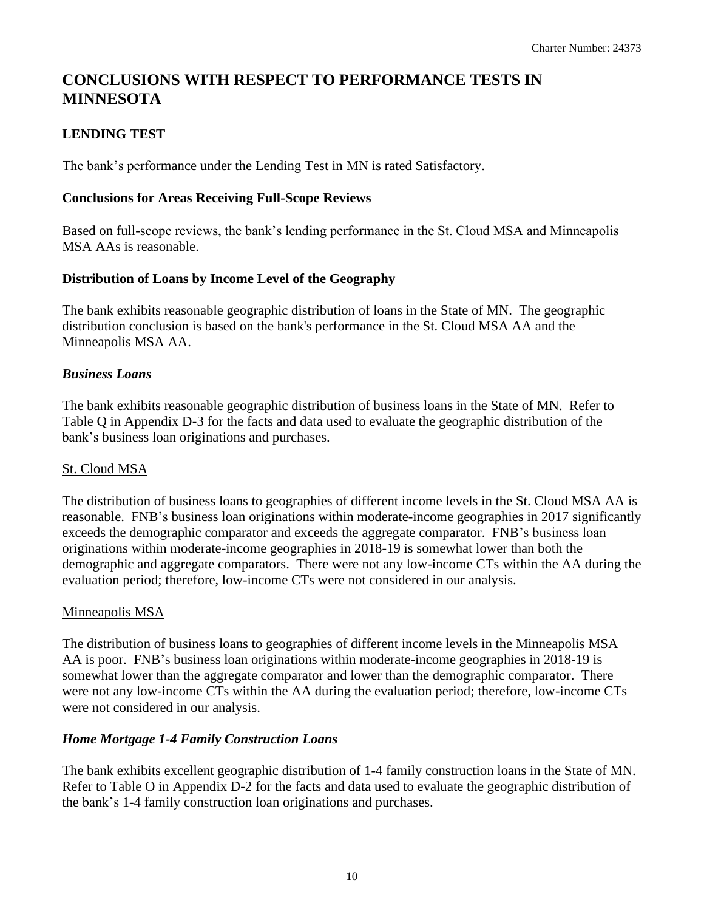# CONCLUSIONS WITH RESPECT TO PERFORMANCE TESTS IN MINNESOTA

## LENDING TEST

The bank's performance under the Lending Test in MN is rated Satisfactory.

### Conclusions for Areas Receiving Full-Scope Reviews

Based on full-scope reviews, the bank's lending performance in the St. Cloud MSA and Minneapolis MSA AAs is reasonable.

### Distribution of Loans by Income Level of the Geography

The bank exhibits reasonable geographic distribution of loans in the State of MN. The geographic distribution conclusion is based on the bank's performance in the St. Cloud MSA AA and the Minneapolis MSA AA.

#### *Business Loans*

The bank exhibits reasonable geographic distribution of business loans in the State of MN. Refer to Table Q in Appendix D-3 for the facts and data used to evaluate the geographic distribution of the bank's business loan originations and purchases.

St. Cloud MSA

The distribution of business loans to geographies of different income levels in the St. Cloud MSA AA is reasonable. FNB's business loan originations within moderate-income geographies in 2017 significantly exceeds the demographic comparator and exceeds the aggregate comparator. FNB's business loan originations within moderate-income geographies in 2018-19 is somewhat lower than both the demographic and aggregate comparators. There were not any low-income CTs within the AA during the evaluation period; therefore, low-income CTs were not considered in our analysis.

Minneapolis MSA

The distribution of business loans to geographies of different income levels in the Minneapolis MSA AA is poor. FNB's business loan originations within moderate-income geographies in 2018-19 is somewhat lower than the aggregate comparator and lower than the demographic comparator. There were not any low-income CTs within the AA during the evaluation period; therefore, low-income CTs were not considered in our analysis.

#### *Home Mortgage 1-4 Family Construction Loans*

The bank exhibits excellent geographic distribution of 1-4 family construction loans in the State of MN. Refer to Table O in Appendix D-2 for the facts and data used to evaluate the geographic distribution of the bank's 1-4 family construction loan originations and purchases.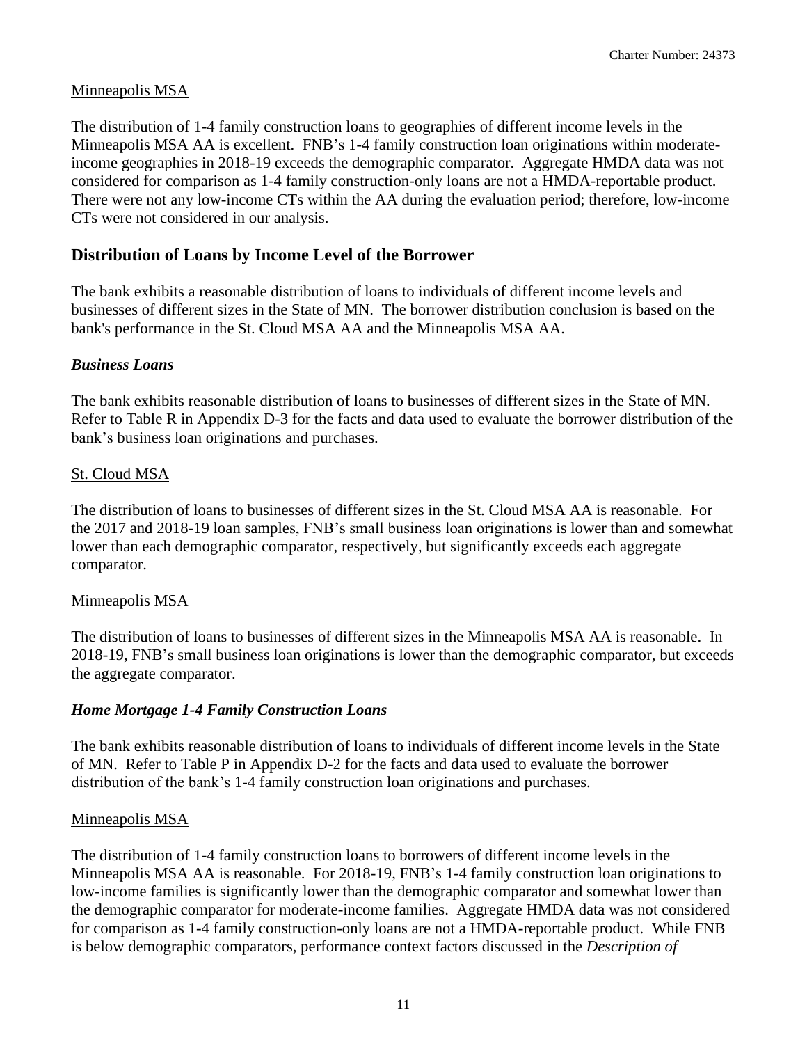Minneapolis MSA

The distribution of 1-4 family construction loans to geographies of different income levels in the Minneapolis MSA AA is excellent. FNB's 1-4 family construction loan originations within moderate-income geographies in 2018-19 exceeds the demographic comparator. Aggregate HMDA data was not considered for comparison as 1-4 family construction-only loans are not a HMDA-reportable product. There were not any low-income CTs within the AA during the evaluation period; therefore, low-income CTs were not considered in our analysis.

## Distribution of Loans by Income Level of the Borrower

The bank exhibits a reasonable distribution of loans to individuals of different income levels and businesses of different sizes in the State of MN. The borrower distribution conclusion is based on the bank's performance in the St. Cloud MSA AA and the Minneapolis MSA AA.

### *Business Loans*

The bank exhibits reasonable distribution of loans to businesses of different sizes in the State of MN. Refer to Table R in Appendix D-3 for the facts and data used to evaluate the borrower distribution of the bank's business loan originations and purchases.

St. Cloud MSA

The distribution of loans to businesses of different sizes in the St. Cloud MSA AA is reasonable. For the 2017 and 2018-19 loan samples, FNB's small business loan originations is lower than and somewhat lower than each demographic comparator, respectively, but significantly exceeds each aggregate comparator.

Minneapolis MSA

The distribution of loans to businesses of different sizes in the Minneapolis MSA AA is reasonable. In 2018-19, FNB's small business loan originations is lower than the demographic comparator, but exceeds the aggregate comparator.

### *Home Mortgage 1-4 Family Construction Loans*

The bank exhibits reasonable distribution of loans to individuals of different income levels in the State of MN. Refer to Table P in Appendix D-2 for the facts and data used to evaluate the borrower distribution of the bank's 1-4 family construction loan originations and purchases.

Minneapolis MSA

The distribution of 1-4 family construction loans to borrowers of different income levels in the Minneapolis MSA AA is reasonable. For 2018-19, FNB's 1-4 family construction loan originations to low-income families is significantly lower than the demographic comparator and somewhat lower than the demographic comparator for moderate-income families. Aggregate HMDA data was not considered for comparison as 1-4 family construction-only loans are not a HMDA-reportable product. While FNB is below demographic comparators, performance context factors discussed in the *Description of*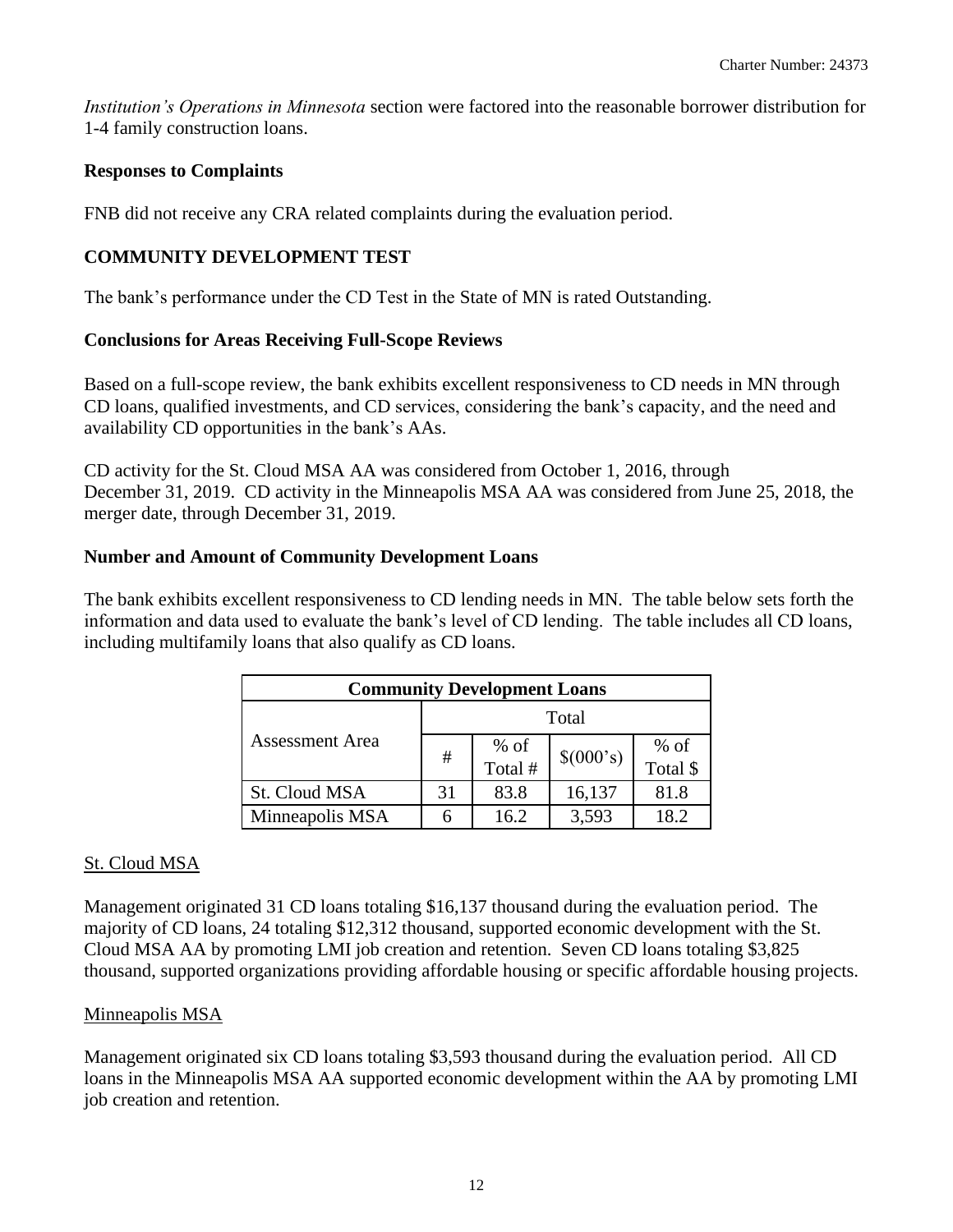*Institution's Operations in Minnesota* section were factored into the reasonable borrower distribution for 1-4 family construction loans.

**Responses to Complaints**

FNB did not receive any CRA related complaints during the evaluation period.

## COMMUNITY DEVELOPMENT TEST

The bank's performance under the CD Test in the State of MN is rated Outstanding.

**Conclusions for Areas Receiving Full-Scope Reviews**

Based on a full-scope review, the bank exhibits excellent responsiveness to CD needs in MN through CD loans, qualified investments, and CD services, considering the bank's capacity, and the need and availability CD opportunities in the bank's AAs.

CD activity for the St. Cloud MSA AA was considered from October 1, 2016, through December 31, 2019. CD activity in the Minneapolis MSA AA was considered from June 25, 2018, the merger date, through December 31, 2019.

**Number and Amount of Community Development Loans**

The bank exhibits excellent responsiveness to CD lending needs in MN. The table below sets forth the information and data used to evaluate the bank's level of CD lending. The table includes all CD loans, including multifamily loans that also qualify as CD loans.

| Community Development Loans | | | | |
|---|---|---|---|---|
| Assessment Area | Total | | | |
| | # | % of Total # | $(000's) | % of Total $ |
| St. Cloud MSA | 31 | 83.8 | 16,137 | 81.8 |
| Minneapolis MSA | 6 | 16.2 | 3,593 | 18.2 |

St. Cloud MSA

Management originated 31 CD loans totaling $16,137 thousand during the evaluation period. The majority of CD loans, 24 totaling $12,312 thousand, supported economic development with the St. Cloud MSA AA by promoting LMI job creation and retention. Seven CD loans totaling $3,825 thousand, supported organizations providing affordable housing or specific affordable housing projects.

Minneapolis MSA

Management originated six CD loans totaling $3,593 thousand during the evaluation period. All CD loans in the Minneapolis MSA AA supported economic development within the AA by promoting LMI job creation and retention.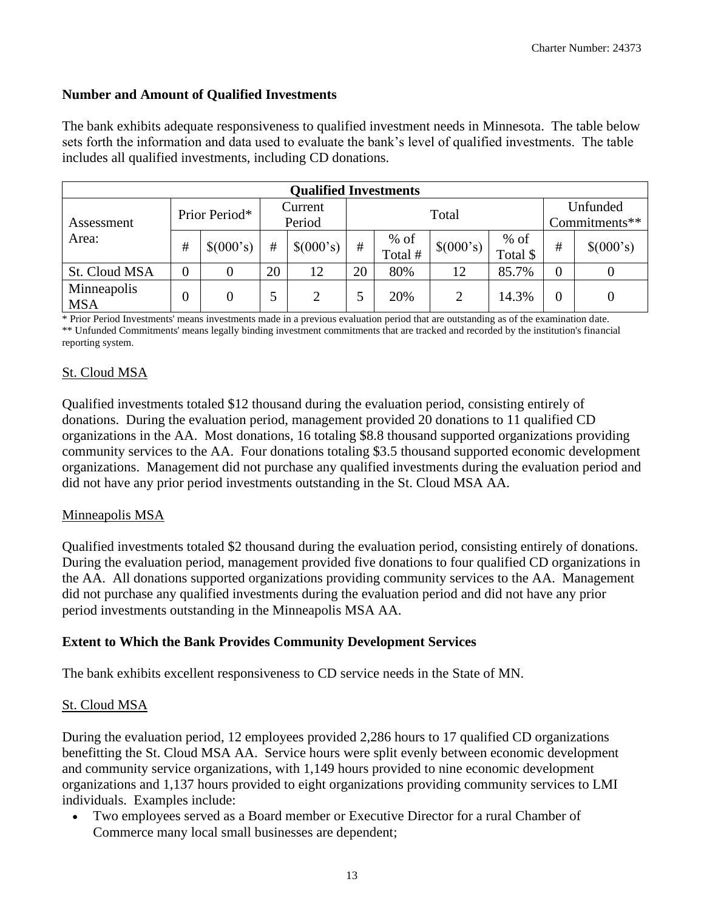**Number and Amount of Qualified Investments**

The bank exhibits adequate responsiveness to qualified investment needs in Minnesota. The table below sets forth the information and data used to evaluate the bank's level of qualified investments. The table includes all qualified investments, including CD donations.

| Qualified Investments | | | | | | | | | | |
|---|---|---|---|---|---|---|---|---|---|---|
| Assessment Area: | Prior Period* | | Current Period | | Total | | | | Unfunded Commitments** | |
| | # | $(000's) | # | $(000's) | # | % of Total # | $(000's) | % of Total $ | # | $(000's) |
| St. Cloud MSA | 0 | 0 | 20 | 12 | 20 | 80% | 12 | 85.7% | 0 | 0 |
| Minneapolis MSA | 0 | 0 | 5 | 2 | 5 | 20% | 2 | 14.3% | 0 | 0 |

* Prior Period Investments' means investments made in a previous evaluation period that are outstanding as of the examination date.
** Unfunded Commitments' means legally binding investment commitments that are tracked and recorded by the institution's financial reporting system.

St. Cloud MSA

Qualified investments totaled $12 thousand during the evaluation period, consisting entirely of donations. During the evaluation period, management provided 20 donations to 11 qualified CD organizations in the AA. Most donations, 16 totaling $8.8 thousand supported organizations providing community services to the AA. Four donations totaling $3.5 thousand supported economic development organizations. Management did not purchase any qualified investments during the evaluation period and did not have any prior period investments outstanding in the St. Cloud MSA AA.

Minneapolis MSA

Qualified investments totaled $2 thousand during the evaluation period, consisting entirely of donations. During the evaluation period, management provided five donations to four qualified CD organizations in the AA. All donations supported organizations providing community services to the AA. Management did not purchase any qualified investments during the evaluation period and did not have any prior period investments outstanding in the Minneapolis MSA AA.

**Extent to Which the Bank Provides Community Development Services**

The bank exhibits excellent responsiveness to CD service needs in the State of MN.

St. Cloud MSA

During the evaluation period, 12 employees provided 2,286 hours to 17 qualified CD organizations benefitting the St. Cloud MSA AA. Service hours were split evenly between economic development and community service organizations, with 1,149 hours provided to nine economic development organizations and 1,137 hours provided to eight organizations providing community services to LMI individuals. Examples include:

- Two employees served as a Board member or Executive Director for a rural Chamber of Commerce many local small businesses are dependent;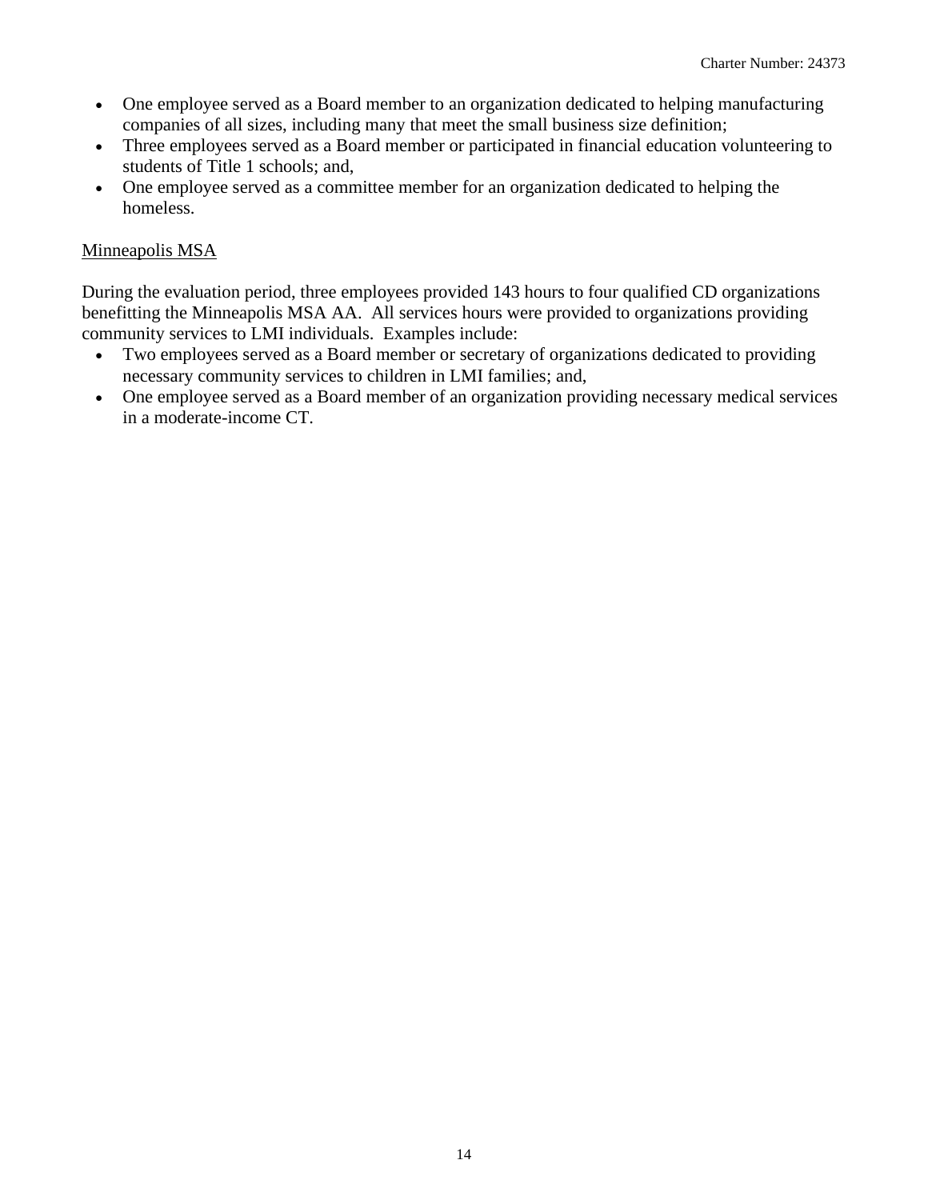- One employee served as a Board member to an organization dedicated to helping manufacturing companies of all sizes, including many that meet the small business size definition;
- Three employees served as a Board member or participated in financial education volunteering to students of Title 1 schools; and,
- One employee served as a committee member for an organization dedicated to helping the homeless.

Minneapolis MSA

During the evaluation period, three employees provided 143 hours to four qualified CD organizations benefitting the Minneapolis MSA AA. All services hours were provided to organizations providing community services to LMI individuals. Examples include:

- Two employees served as a Board member or secretary of organizations dedicated to providing necessary community services to children in LMI families; and,
- One employee served as a Board member of an organization providing necessary medical services in a moderate-income CT.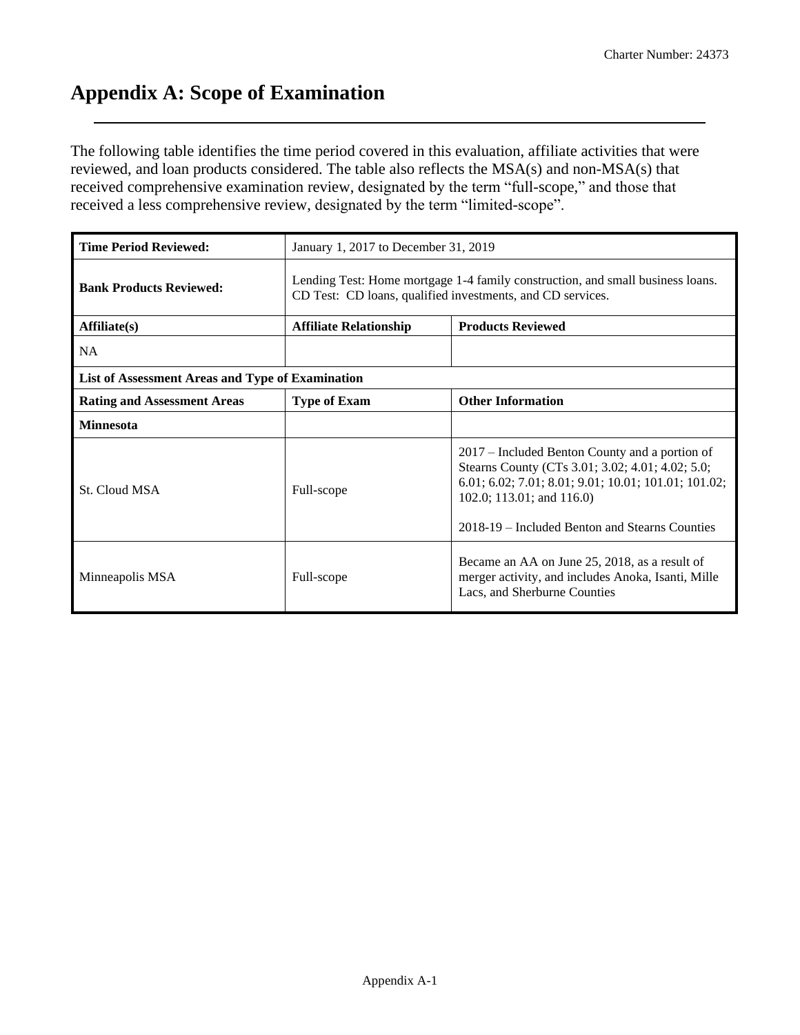# Appendix A: Scope of Examination

The following table identifies the time period covered in this evaluation, affiliate activities that were reviewed, and loan products considered. The table also reflects the MSA(s) and non-MSA(s) that received comprehensive examination review, designated by the term "full-scope," and those that received a less comprehensive review, designated by the term "limited-scope".

| **Time Period Reviewed:** | January 1, 2017 to December 31, 2019 | |
|---|---|---|
| **Bank Products Reviewed:** | Lending Test: Home mortgage 1-4 family construction, and small business loans. CD Test: CD loans, qualified investments, and CD services. | |
| **Affiliate(s)** | **Affiliate Relationship** | **Products Reviewed** |
| NA | | |
| **List of Assessment Areas and Type of Examination** | | |
| **Rating and Assessment Areas** | **Type of Exam** | **Other Information** |
| **Minnesota** | | |
| St. Cloud MSA | Full-scope | 2017 – Included Benton County and a portion of Stearns County (CTs 3.01; 3.02; 4.01; 4.02; 5.0; 6.01; 6.02; 7.01; 8.01; 9.01; 10.01; 101.01; 101.02; 102.0; 113.01; and 116.0)<br><br>2018-19 – Included Benton and Stearns Counties |
| Minneapolis MSA | Full-scope | Became an AA on June 25, 2018, as a result of merger activity, and includes Anoka, Isanti, Mille Lacs, and Sherburne Counties |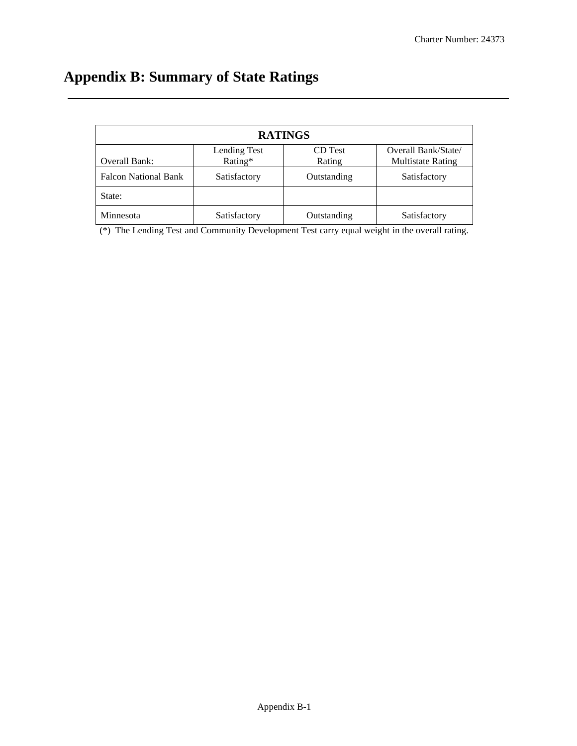# Appendix B: Summary of State Ratings

| RATINGS | | | |
|---|---|---|---|
| Overall Bank: | Lending Test Rating* | CD Test Rating | Overall Bank/State/ Multistate Rating |
| Falcon National Bank | Satisfactory | Outstanding | Satisfactory |
| State: | | | |
| Minnesota | Satisfactory | Outstanding | Satisfactory |

(*) The Lending Test and Community Development Test carry equal weight in the overall rating.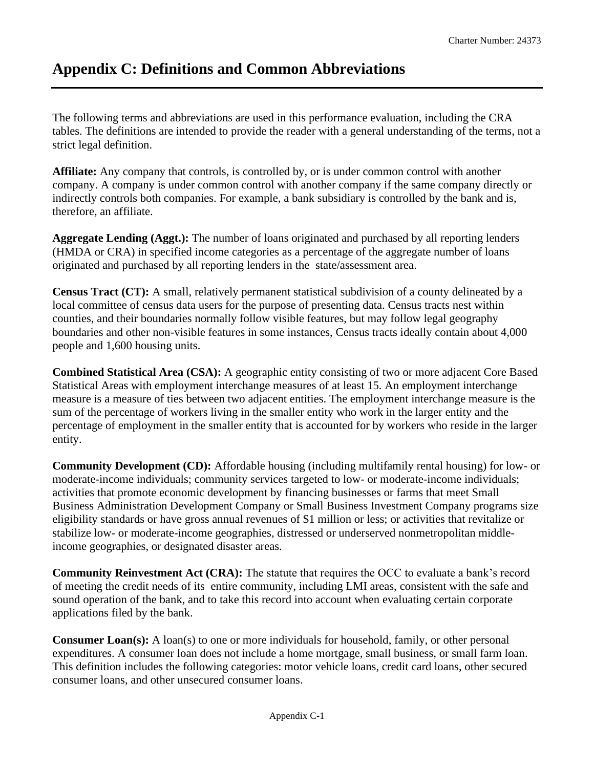# Appendix C: Definitions and Common Abbreviations

The following terms and abbreviations are used in this performance evaluation, including the CRA tables. The definitions are intended to provide the reader with a general understanding of the terms, not a strict legal definition.

**Affiliate:** Any company that controls, is controlled by, or is under common control with another company. A company is under common control with another company if the same company directly or indirectly controls both companies. For example, a bank subsidiary is controlled by the bank and is, therefore, an affiliate.

**Aggregate Lending (Aggt.):** The number of loans originated and purchased by all reporting lenders (HMDA or CRA) in specified income categories as a percentage of the aggregate number of loans originated and purchased by all reporting lenders in the state/assessment area.

**Census Tract (CT):** A small, relatively permanent statistical subdivision of a county delineated by a local committee of census data users for the purpose of presenting data. Census tracts nest within counties, and their boundaries normally follow visible features, but may follow legal geography boundaries and other non-visible features in some instances, Census tracts ideally contain about 4,000 people and 1,600 housing units.

**Combined Statistical Area (CSA):** A geographic entity consisting of two or more adjacent Core Based Statistical Areas with employment interchange measures of at least 15. An employment interchange measure is a measure of ties between two adjacent entities. The employment interchange measure is the sum of the percentage of workers living in the smaller entity who work in the larger entity and the percentage of employment in the smaller entity that is accounted for by workers who reside in the larger entity.

**Community Development (CD):** Affordable housing (including multifamily rental housing) for low- or moderate-income individuals; community services targeted to low- or moderate-income individuals; activities that promote economic development by financing businesses or farms that meet Small Business Administration Development Company or Small Business Investment Company programs size eligibility standards or have gross annual revenues of $1 million or less; or activities that revitalize or stabilize low- or moderate-income geographies, distressed or underserved nonmetropolitan middle-income geographies, or designated disaster areas.

**Community Reinvestment Act (CRA):** The statute that requires the OCC to evaluate a bank's record of meeting the credit needs of its entire community, including LMI areas, consistent with the safe and sound operation of the bank, and to take this record into account when evaluating certain corporate applications filed by the bank.

**Consumer Loan(s):** A loan(s) to one or more individuals for household, family, or other personal expenditures. A consumer loan does not include a home mortgage, small business, or small farm loan. This definition includes the following categories: motor vehicle loans, credit card loans, other secured consumer loans, and other unsecured consumer loans.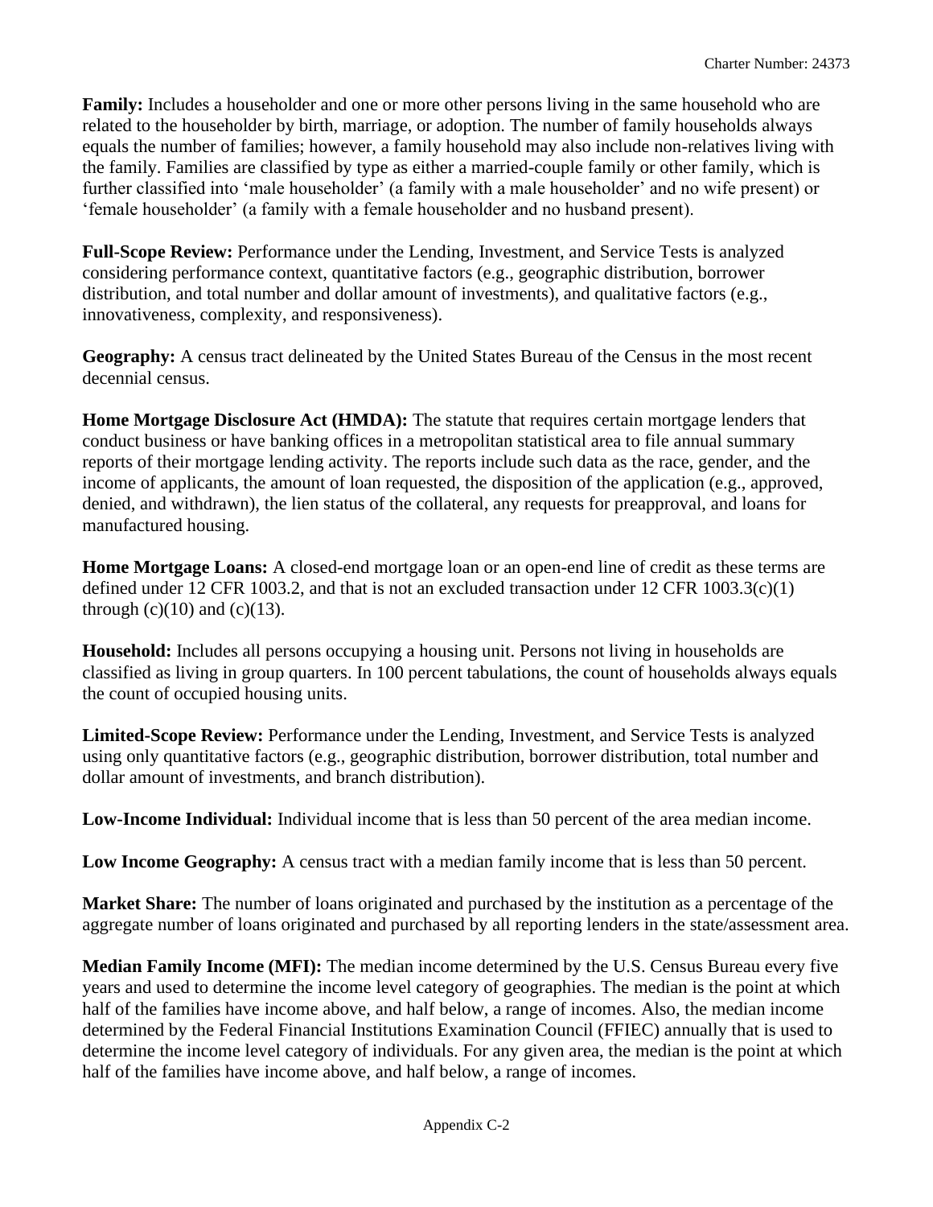**Family:** Includes a householder and one or more other persons living in the same household who are related to the householder by birth, marriage, or adoption. The number of family households always equals the number of families; however, a family household may also include non-relatives living with the family. Families are classified by type as either a married-couple family or other family, which is further classified into 'male householder' (a family with a male householder' and no wife present) or 'female householder' (a family with a female householder and no husband present).

**Full-Scope Review:** Performance under the Lending, Investment, and Service Tests is analyzed considering performance context, quantitative factors (e.g., geographic distribution, borrower distribution, and total number and dollar amount of investments), and qualitative factors (e.g., innovativeness, complexity, and responsiveness).

**Geography:** A census tract delineated by the United States Bureau of the Census in the most recent decennial census.

**Home Mortgage Disclosure Act (HMDA):** The statute that requires certain mortgage lenders that conduct business or have banking offices in a metropolitan statistical area to file annual summary reports of their mortgage lending activity. The reports include such data as the race, gender, and the income of applicants, the amount of loan requested, the disposition of the application (e.g., approved, denied, and withdrawn), the lien status of the collateral, any requests for preapproval, and loans for manufactured housing.

**Home Mortgage Loans:** A closed-end mortgage loan or an open-end line of credit as these terms are defined under 12 CFR 1003.2, and that is not an excluded transaction under 12 CFR 1003.3(c)(1) through (c)(10) and (c)(13).

**Household:** Includes all persons occupying a housing unit. Persons not living in households are classified as living in group quarters. In 100 percent tabulations, the count of households always equals the count of occupied housing units.

**Limited-Scope Review:** Performance under the Lending, Investment, and Service Tests is analyzed using only quantitative factors (e.g., geographic distribution, borrower distribution, total number and dollar amount of investments, and branch distribution).

**Low-Income Individual:** Individual income that is less than 50 percent of the area median income.

**Low Income Geography:** A census tract with a median family income that is less than 50 percent.

**Market Share:** The number of loans originated and purchased by the institution as a percentage of the aggregate number of loans originated and purchased by all reporting lenders in the state/assessment area.

**Median Family Income (MFI):** The median income determined by the U.S. Census Bureau every five years and used to determine the income level category of geographies. The median is the point at which half of the families have income above, and half below, a range of incomes. Also, the median income determined by the Federal Financial Institutions Examination Council (FFIEC) annually that is used to determine the income level category of individuals. For any given area, the median is the point at which half of the families have income above, and half below, a range of incomes.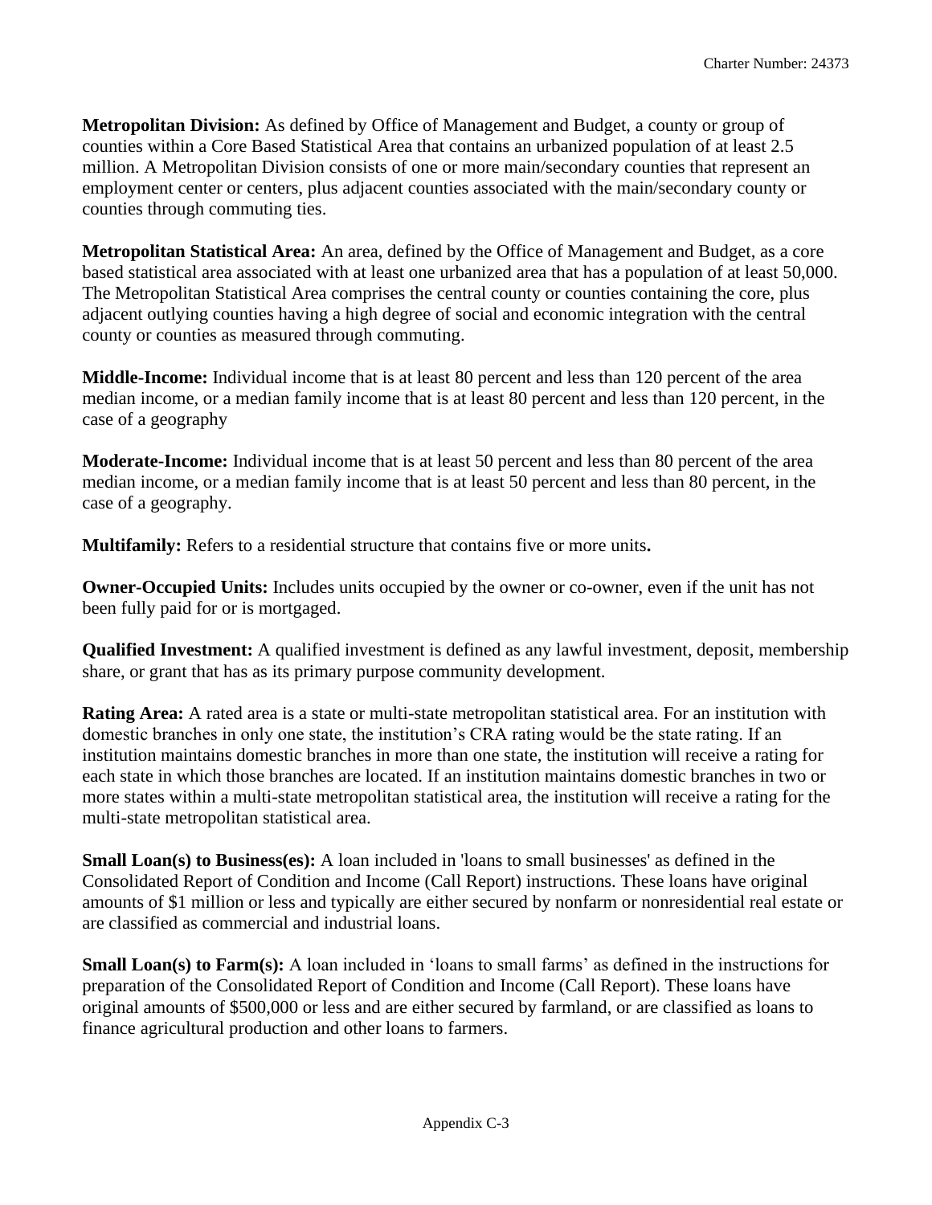**Metropolitan Division:** As defined by Office of Management and Budget, a county or group of counties within a Core Based Statistical Area that contains an urbanized population of at least 2.5 million. A Metropolitan Division consists of one or more main/secondary counties that represent an employment center or centers, plus adjacent counties associated with the main/secondary county or counties through commuting ties.

**Metropolitan Statistical Area:** An area, defined by the Office of Management and Budget, as a core based statistical area associated with at least one urbanized area that has a population of at least 50,000. The Metropolitan Statistical Area comprises the central county or counties containing the core, plus adjacent outlying counties having a high degree of social and economic integration with the central county or counties as measured through commuting.

**Middle-Income:** Individual income that is at least 80 percent and less than 120 percent of the area median income, or a median family income that is at least 80 percent and less than 120 percent, in the case of a geography

**Moderate-Income:** Individual income that is at least 50 percent and less than 80 percent of the area median income, or a median family income that is at least 50 percent and less than 80 percent, in the case of a geography.

**Multifamily:** Refers to a residential structure that contains five or more units**.**

**Owner-Occupied Units:** Includes units occupied by the owner or co-owner, even if the unit has not been fully paid for or is mortgaged.

**Qualified Investment:** A qualified investment is defined as any lawful investment, deposit, membership share, or grant that has as its primary purpose community development.

**Rating Area:** A rated area is a state or multi-state metropolitan statistical area. For an institution with domestic branches in only one state, the institution's CRA rating would be the state rating. If an institution maintains domestic branches in more than one state, the institution will receive a rating for each state in which those branches are located. If an institution maintains domestic branches in two or more states within a multi-state metropolitan statistical area, the institution will receive a rating for the multi-state metropolitan statistical area.

**Small Loan(s) to Business(es):** A loan included in 'loans to small businesses' as defined in the Consolidated Report of Condition and Income (Call Report) instructions. These loans have original amounts of $1 million or less and typically are either secured by nonfarm or nonresidential real estate or are classified as commercial and industrial loans.

**Small Loan(s) to Farm(s):** A loan included in 'loans to small farms' as defined in the instructions for preparation of the Consolidated Report of Condition and Income (Call Report). These loans have original amounts of $500,000 or less and are either secured by farmland, or are classified as loans to finance agricultural production and other loans to farmers.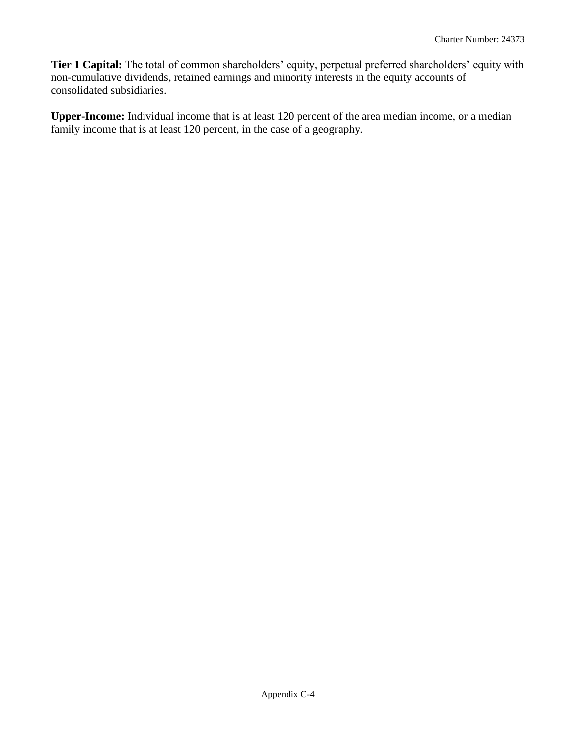**Tier 1 Capital:** The total of common shareholders' equity, perpetual preferred shareholders' equity with non-cumulative dividends, retained earnings and minority interests in the equity accounts of consolidated subsidiaries.

**Upper-Income:** Individual income that is at least 120 percent of the area median income, or a median family income that is at least 120 percent, in the case of a geography.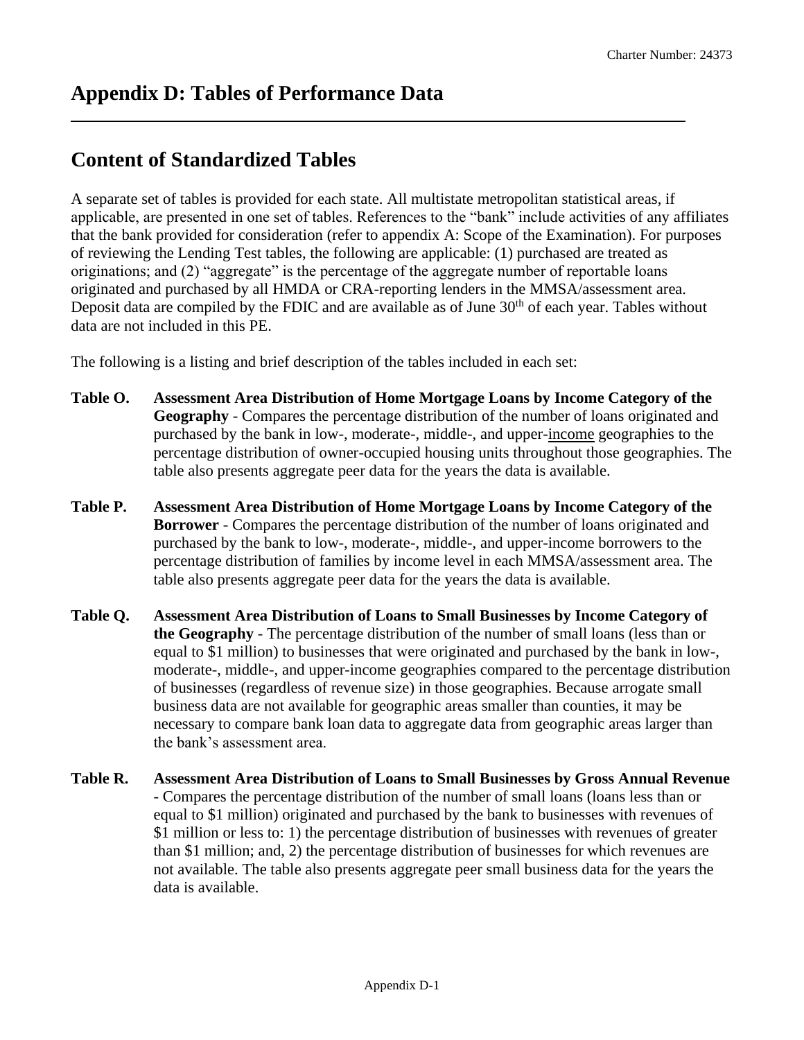# Appendix D: Tables of Performance Data

## Content of Standardized Tables

A separate set of tables is provided for each state. All multistate metropolitan statistical areas, if applicable, are presented in one set of tables. References to the "bank" include activities of any affiliates that the bank provided for consideration (refer to appendix A: Scope of the Examination). For purposes of reviewing the Lending Test tables, the following are applicable: (1) purchased are treated as originations; and (2) "aggregate" is the percentage of the aggregate number of reportable loans originated and purchased by all HMDA or CRA-reporting lenders in the MMSA/assessment area. Deposit data are compiled by the FDIC and are available as of June 30th of each year. Tables without data are not included in this PE.

The following is a listing and brief description of the tables included in each set:

**Table O. Assessment Area Distribution of Home Mortgage Loans by Income Category of the Geography** - Compares the percentage distribution of the number of loans originated and purchased by the bank in low-, moderate-, middle-, and upper-income geographies to the percentage distribution of owner-occupied housing units throughout those geographies. The table also presents aggregate peer data for the years the data is available.

**Table P. Assessment Area Distribution of Home Mortgage Loans by Income Category of the Borrower** - Compares the percentage distribution of the number of loans originated and purchased by the bank to low-, moderate-, middle-, and upper-income borrowers to the percentage distribution of families by income level in each MMSA/assessment area. The table also presents aggregate peer data for the years the data is available.

**Table Q. Assessment Area Distribution of Loans to Small Businesses by Income Category of the Geography** - The percentage distribution of the number of small loans (less than or equal to $1 million) to businesses that were originated and purchased by the bank in low-, moderate-, middle-, and upper-income geographies compared to the percentage distribution of businesses (regardless of revenue size) in those geographies. Because arrogate small business data are not available for geographic areas smaller than counties, it may be necessary to compare bank loan data to aggregate data from geographic areas larger than the bank's assessment area.

**Table R. Assessment Area Distribution of Loans to Small Businesses by Gross Annual Revenue** - Compares the percentage distribution of the number of small loans (loans less than or equal to $1 million) originated and purchased by the bank to businesses with revenues of $1 million or less to: 1) the percentage distribution of businesses with revenues of greater than $1 million; and, 2) the percentage distribution of businesses for which revenues are not available. The table also presents aggregate peer small business data for the years the data is available.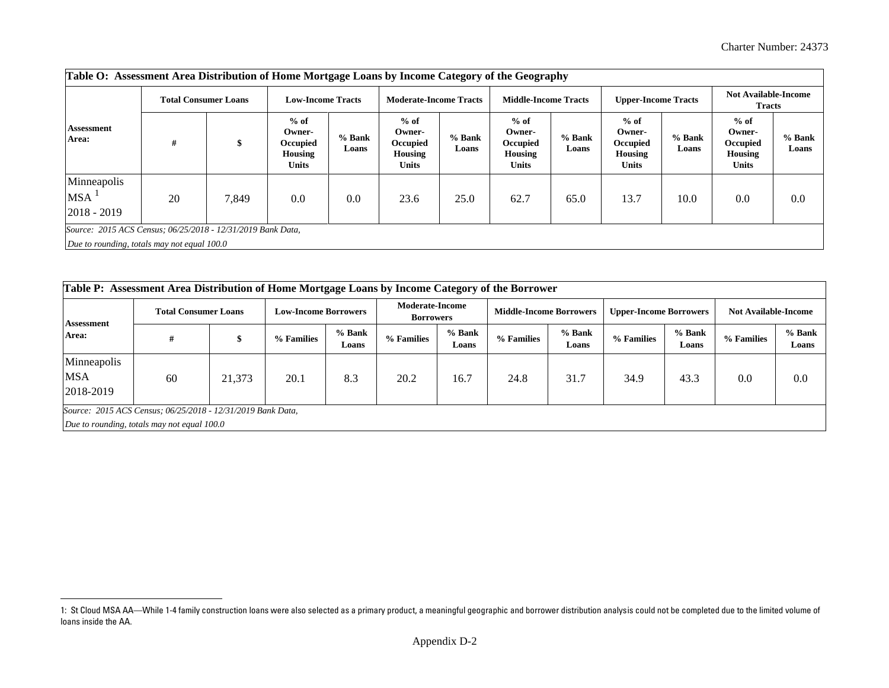**Table O: Assessment Area Distribution of Home Mortgage Loans by Income Category of the Geography**

| Assessment Area: | Total Consumer Loans | | Low-Income Tracts | | Moderate-Income Tracts | | Middle-Income Tracts | | Upper-Income Tracts | | Not Available-Income Tracts | |
|---|---|---|---|---|---|---|---|---|---|---|---|---|
| | # | $ | % of Owner-Occupied Housing Units | % Bank Loans | % of Owner-Occupied Housing Units | % Bank Loans | % of Owner-Occupied Housing Units | % Bank Loans | % of Owner-Occupied Housing Units | % Bank Loans | % of Owner-Occupied Housing Units | % Bank Loans |
| Minneapolis MSA [1] 2018 - 2019 | 20 | 7,849 | 0.0 | 0.0 | 23.6 | 25.0 | 62.7 | 65.0 | 13.7 | 10.0 | 0.0 | 0.0 |

*Source: 2015 ACS Census; 06/25/2018 - 12/31/2019 Bank Data,*

*Due to rounding, totals may not equal 100.0*

**Table P: Assessment Area Distribution of Home Mortgage Loans by Income Category of the Borrower**

| Assessment Area: | Total Consumer Loans | | Low-Income Borrowers | | Moderate-Income Borrowers | | Middle-Income Borrowers | | Upper-Income Borrowers | | Not Available-Income | |
|---|---|---|---|---|---|---|---|---|---|---|---|---|
| | # | $ | % Families | % Bank Loans | % Families | % Bank Loans | % Families | % Bank Loans | % Families | % Bank Loans | % Families | % Bank Loans |
| Minneapolis MSA 2018-2019 | 60 | 21,373 | 20.1 | 8.3 | 20.2 | 16.7 | 24.8 | 31.7 | 34.9 | 43.3 | 0.0 | 0.0 |

*Source: 2015 ACS Census; 06/25/2018 - 12/31/2019 Bank Data,*

*Due to rounding, totals may not equal 100.0*

1: St Cloud MSA AA—While 1-4 family construction loans were also selected as a primary product, a meaningful geographic and borrower distribution analysis could not be completed due to the limited volume of loans inside the AA.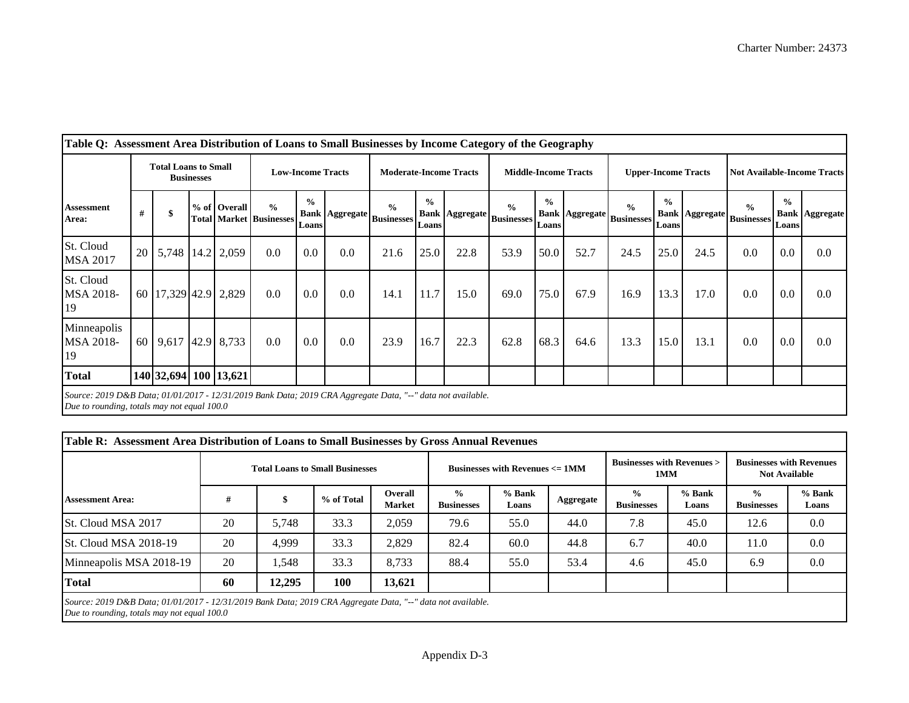| Table Q: Assessment Area Distribution of Loans to Small Businesses by Income Category of the Geography | | | | | | | | | | | | | | | | | | | | |
|---|---|---|---|---|---|---|---|---|---|---|---|---|---|---|---|---|---|---|---|---|
| | Total Loans to Small Businesses | | | | Low-Income Tracts | | | Moderate-Income Tracts | | | Middle-Income Tracts | | | Upper-Income Tracts | | | Not Available-Income Tracts | | | |
| Assessment Area: | # | $ | % of Total | Overall Market | % Businesses | % Bank Loans | Aggregate | % Businesses | % Bank Loans | Aggregate | % Businesses | % Bank Loans | Aggregate | % Businesses | % Bank Loans | Aggregate | % Businesses | % Bank Loans | Aggregate | |
| St. Cloud MSA 2017 | 20 | 5,748 | 14.2 | 2,059 | 0.0 | 0.0 | 0.0 | 21.6 | 25.0 | 22.8 | 53.9 | 50.0 | 52.7 | 24.5 | 25.0 | 24.5 | 0.0 | 0.0 | 0.0 | |
| St. Cloud MSA 2018-19 | 60 | 17,329 | 42.9 | 2,829 | 0.0 | 0.0 | 0.0 | 14.1 | 11.7 | 15.0 | 69.0 | 75.0 | 67.9 | 16.9 | 13.3 | 17.0 | 0.0 | 0.0 | 0.0 | |
| Minneapolis MSA 2018-19 | 60 | 9,617 | 42.9 | 8,733 | 0.0 | 0.0 | 0.0 | 23.9 | 16.7 | 22.3 | 62.8 | 68.3 | 64.6 | 13.3 | 15.0 | 13.1 | 0.0 | 0.0 | 0.0 | |
| **Total** | **140** | **32,694** | **100** | **13,621** | | | | | | | | | | | | | | | | |

*Source: 2019 D&B Data; 01/01/2017 - 12/31/2019 Bank Data; 2019 CRA Aggregate Data, "--" data not available.*
*Due to rounding, totals may not equal 100.0*

| Table R: Assessment Area Distribution of Loans to Small Businesses by Gross Annual Revenues | | | | | | | | | | | |
|---|---|---|---|---|---|---|---|---|---|---|---|
| | Total Loans to Small Businesses | | | | Businesses with Revenues <= 1MM | | | Businesses with Revenues > 1MM | | Businesses with Revenues Not Available | |
| Assessment Area: | # | $ | % of Total | Overall Market | % Businesses | % Bank Loans | Aggregate | % Businesses | % Bank Loans | % Businesses | % Bank Loans |
| St. Cloud MSA 2017 | 20 | 5,748 | 33.3 | 2,059 | 79.6 | 55.0 | 44.0 | 7.8 | 45.0 | 12.6 | 0.0 |
| St. Cloud MSA 2018-19 | 20 | 4,999 | 33.3 | 2,829 | 82.4 | 60.0 | 44.8 | 6.7 | 40.0 | 11.0 | 0.0 |
| Minneapolis MSA 2018-19 | 20 | 1,548 | 33.3 | 8,733 | 88.4 | 55.0 | 53.4 | 4.6 | 45.0 | 6.9 | 0.0 |
| **Total** | **60** | **12,295** | **100** | **13,621** | | | | | | | |

*Source: 2019 D&B Data; 01/01/2017 - 12/31/2019 Bank Data; 2019 CRA Aggregate Data, "--" data not available.*
*Due to rounding, totals may not equal 100.0*

Appendix D-3